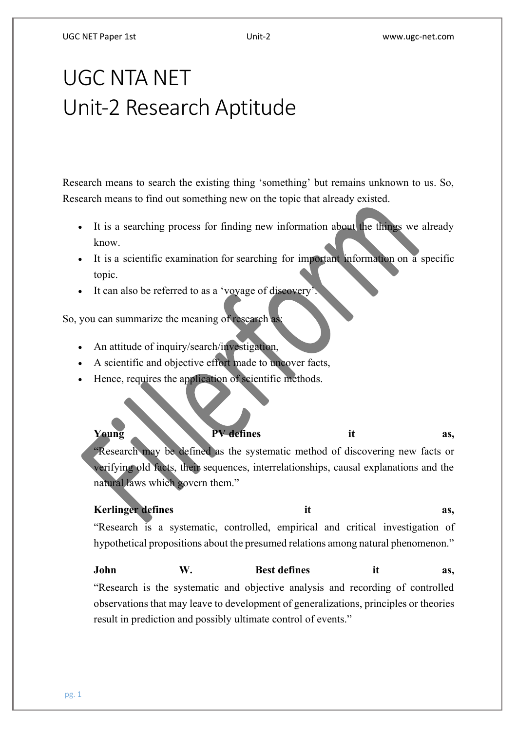# UGC NTA NET
# Unit-2 Research Aptitude

Research means to search the existing thing 'something' but remains unknown to us. So, Research means to find out something new on the topic that already existed.

- It is a searching process for finding new information about the things we already know.
- It is a scientific examination for searching for important information on a specific topic.
- It can also be referred to as a 'voyage of discovery'.

So, you can summarize the meaning of research as:

- An attitude of inquiry/search/investigation,
- A scientific and objective effort made to uncover facts,
- Hence, requires the application of scientific methods.

**Young PV defines** it as,
"Research may be defined as the systematic method of discovering new facts or verifying old facts, their sequences, interrelationships, causal explanations and the natural laws which govern them."

**Kerlinger defines** it as,
"Research is a systematic, controlled, empirical and critical investigation of hypothetical propositions about the presumed relations among natural phenomenon."

**John W. Best defines** it as,
"Research is the systematic and objective analysis and recording of controlled observations that may leave to development of generalizations, principles or theories result in prediction and possibly ultimate control of events."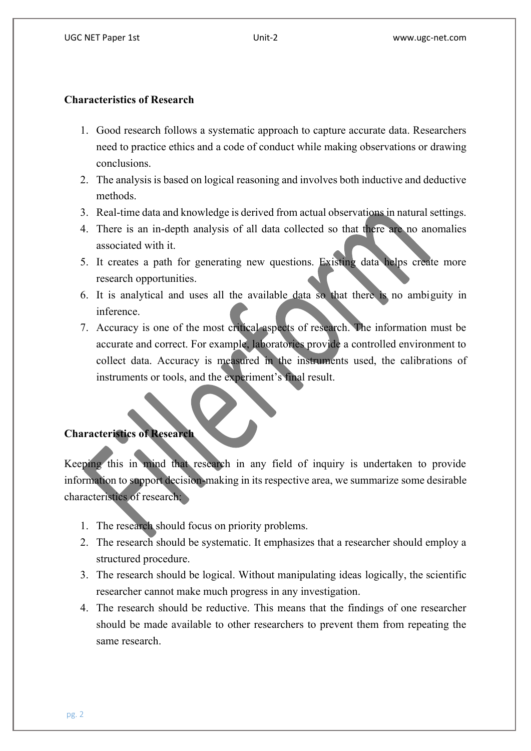**Characteristics of Research**

1. Good research follows a systematic approach to capture accurate data. Researchers need to practice ethics and a code of conduct while making observations or drawing conclusions.
2. The analysis is based on logical reasoning and involves both inductive and deductive methods.
3. Real-time data and knowledge is derived from actual observations in natural settings.
4. There is an in-depth analysis of all data collected so that there are no anomalies associated with it.
5. It creates a path for generating new questions. Existing data helps create more research opportunities.
6. It is analytical and uses all the available data so that there is no ambiguity in inference.
7. Accuracy is one of the most critical aspects of research. The information must be accurate and correct. For example, laboratories provide a controlled environment to collect data. Accuracy is measured in the instruments used, the calibrations of instruments or tools, and the experiment's final result.

**Characteristics of Research**

Keeping this in mind that research in any field of inquiry is undertaken to provide information to support decision-making in its respective area, we summarize some desirable characteristics of research:

1. The research should focus on priority problems.
2. The research should be systematic. It emphasizes that a researcher should employ a structured procedure.
3. The research should be logical. Without manipulating ideas logically, the scientific researcher cannot make much progress in any investigation.
4. The research should be reductive. This means that the findings of one researcher should be made available to other researchers to prevent them from repeating the same research.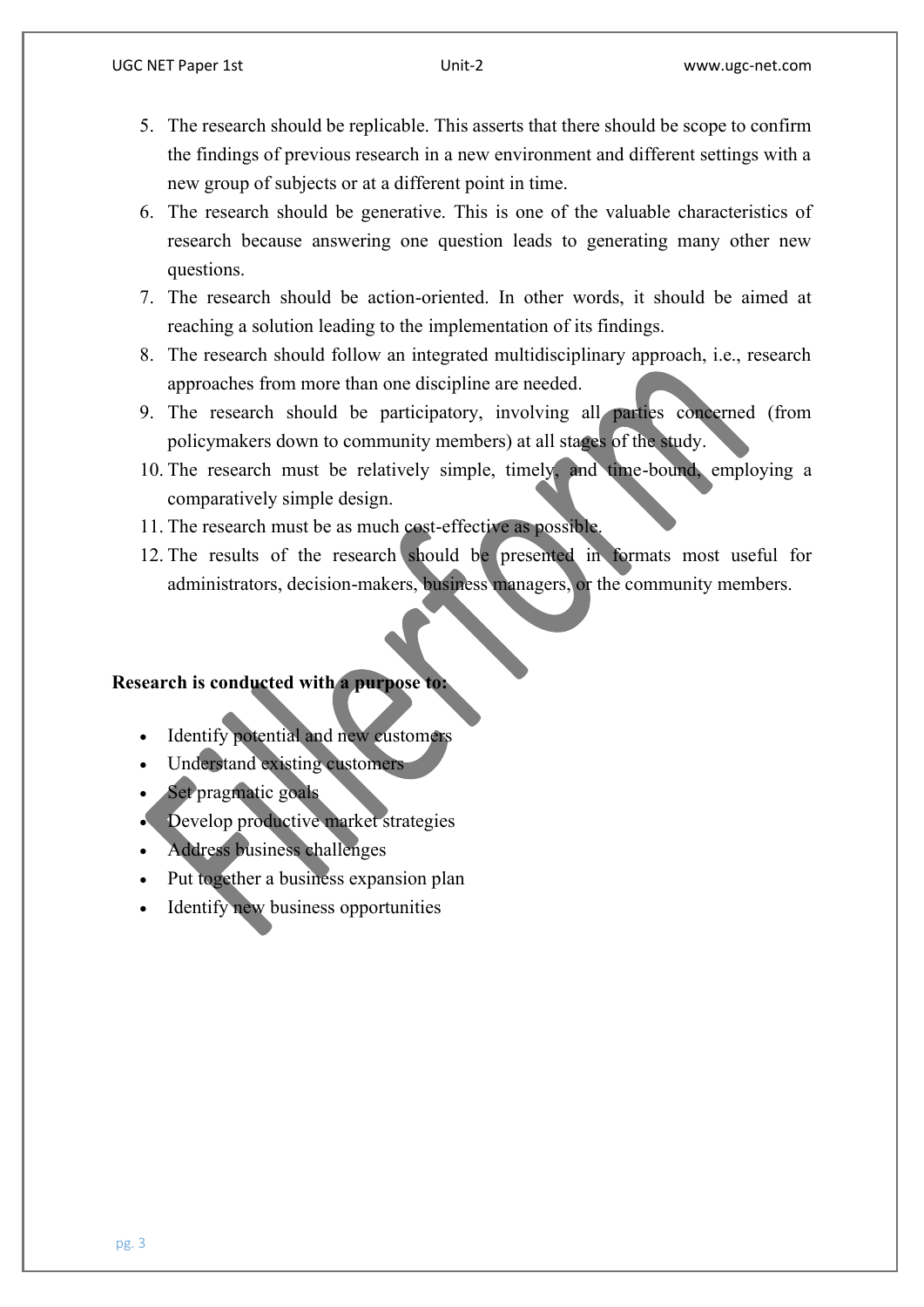5. The research should be replicable. This asserts that there should be scope to confirm the findings of previous research in a new environment and different settings with a new group of subjects or at a different point in time.
6. The research should be generative. This is one of the valuable characteristics of research because answering one question leads to generating many other new questions.
7. The research should be action-oriented. In other words, it should be aimed at reaching a solution leading to the implementation of its findings.
8. The research should follow an integrated multidisciplinary approach, i.e., research approaches from more than one discipline are needed.
9. The research should be participatory, involving all parties concerned (from policymakers down to community members) at all stages of the study.
10. The research must be relatively simple, timely, and time-bound, employing a comparatively simple design.
11. The research must be as much cost-effective as possible.
12. The results of the research should be presented in formats most useful for administrators, decision-makers, business managers, or the community members.

**Research is conducted with a purpose to:**

- Identify potential and new customers
- Understand existing customers
- Set pragmatic goals
- Develop productive market strategies
- Address business challenges
- Put together a business expansion plan
- Identify new business opportunities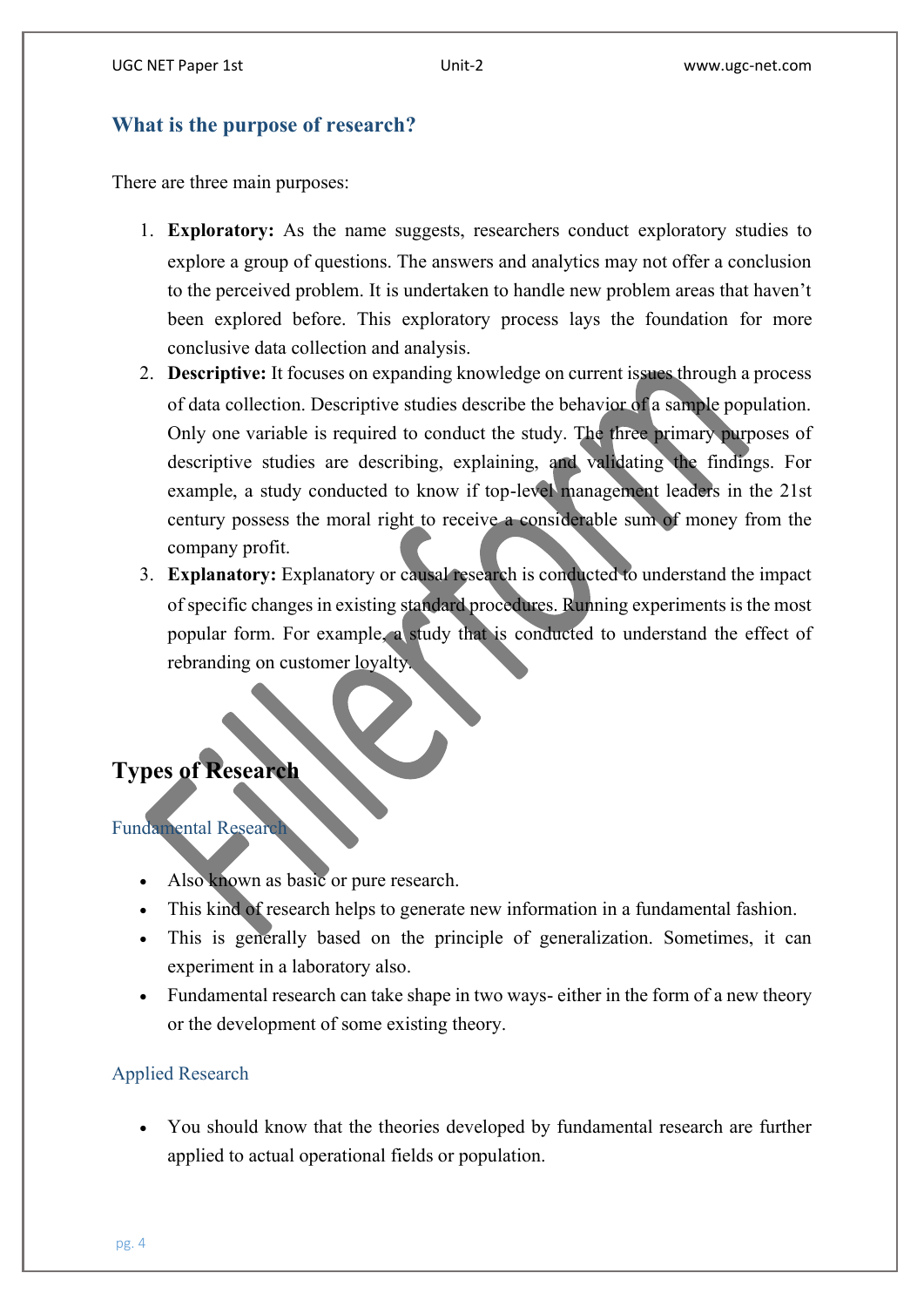## What is the purpose of research?

There are three main purposes:

1. **Exploratory:** As the name suggests, researchers conduct exploratory studies to explore a group of questions. The answers and analytics may not offer a conclusion to the perceived problem. It is undertaken to handle new problem areas that haven't been explored before. This exploratory process lays the foundation for more conclusive data collection and analysis.
2. **Descriptive:** It focuses on expanding knowledge on current issues through a process of data collection. Descriptive studies describe the behavior of a sample population. Only one variable is required to conduct the study. The three primary purposes of descriptive studies are describing, explaining, and validating the findings. For example, a study conducted to know if top-level management leaders in the 21st century possess the moral right to receive a considerable sum of money from the company profit.
3. **Explanatory:** Explanatory or causal research is conducted to understand the impact of specific changes in existing standard procedures. Running experiments is the most popular form. For example, a study that is conducted to understand the effect of rebranding on customer loyalty.

# Types of Research

### Fundamental Research

- Also known as basic or pure research.
- This kind of research helps to generate new information in a fundamental fashion.
- This is generally based on the principle of generalization. Sometimes, it can experiment in a laboratory also.
- Fundamental research can take shape in two ways- either in the form of a new theory or the development of some existing theory.

### Applied Research

- You should know that the theories developed by fundamental research are further applied to actual operational fields or population.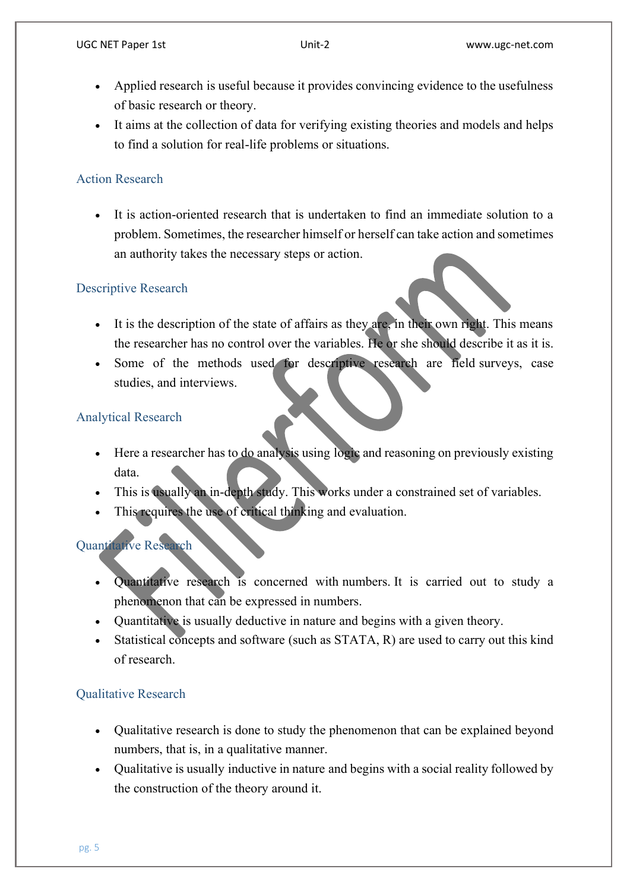- Applied research is useful because it provides convincing evidence to the usefulness of basic research or theory.
- It aims at the collection of data for verifying existing theories and models and helps to find a solution for real-life problems or situations.

### Action Research

- It is action-oriented research that is undertaken to find an immediate solution to a problem. Sometimes, the researcher himself or herself can take action and sometimes an authority takes the necessary steps or action.

### Descriptive Research

- It is the description of the state of affairs as they are, in their own right. This means the researcher has no control over the variables. He or she should describe it as it is.
- Some of the methods used for descriptive research are field surveys, case studies, and interviews.

### Analytical Research

- Here a researcher has to do analysis using logic and reasoning on previously existing data.
- This is usually an in-depth study. This works under a constrained set of variables.
- This requires the use of critical thinking and evaluation.

### Quantitative Research

- Quantitative research is concerned with numbers. It is carried out to study a phenomenon that can be expressed in numbers.
- Quantitative is usually deductive in nature and begins with a given theory.
- Statistical concepts and software (such as STATA, R) are used to carry out this kind of research.

### Qualitative Research

- Qualitative research is done to study the phenomenon that can be explained beyond numbers, that is, in a qualitative manner.
- Qualitative is usually inductive in nature and begins with a social reality followed by the construction of the theory around it.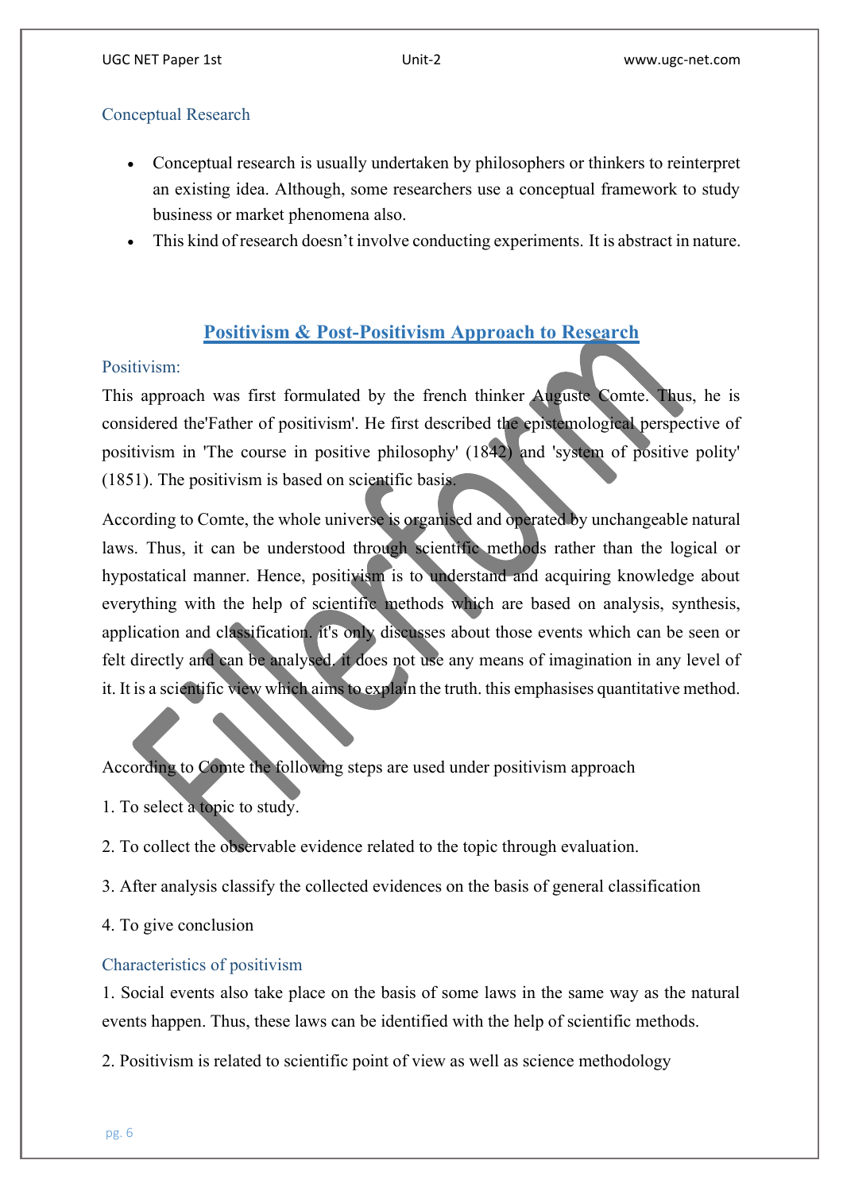## Conceptual Research

- Conceptual research is usually undertaken by philosophers or thinkers to reinterpret an existing idea. Although, some researchers use a conceptual framework to study business or market phenomena also.
- This kind of research doesn't involve conducting experiments. It is abstract in nature.

# Positivism & Post-Positivism Approach to Research

## Positivism:

This approach was first formulated by the french thinker Auguste Comte. Thus, he is considered the'Father of positivism'. He first described the epistemological perspective of positivism in 'The course in positive philosophy' (1842) and 'system of positive polity' (1851). The positivism is based on scientific basis.

According to Comte, the whole universe is organised and operated by unchangeable natural laws. Thus, it can be understood through scientific methods rather than the logical or hypostatical manner. Hence, positivism is to understand and acquiring knowledge about everything with the help of scientific methods which are based on analysis, synthesis, application and classification. it's only discusses about those events which can be seen or felt directly and can be analysed. it does not use any means of imagination in any level of it. It is a scientific view which aims to explain the truth. this emphasises quantitative method.

According to Comte the following steps are used under positivism approach

1. To select a topic to study.

2. To collect the observable evidence related to the topic through evaluation.

3. After analysis classify the collected evidences on the basis of general classification

4. To give conclusion

## Characteristics of positivism

1. Social events also take place on the basis of some laws in the same way as the natural events happen. Thus, these laws can be identified with the help of scientific methods.

2. Positivism is related to scientific point of view as well as science methodology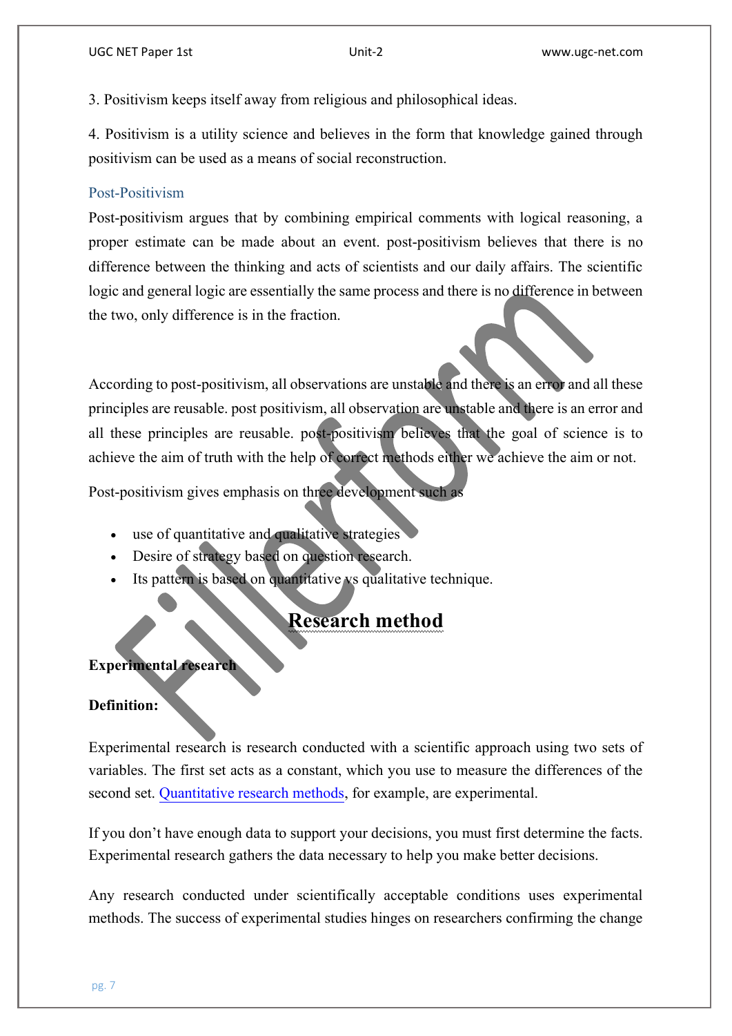3. Positivism keeps itself away from religious and philosophical ideas.

4. Positivism is a utility science and believes in the form that knowledge gained through positivism can be used as a means of social reconstruction.

### Post-Positivism

Post-positivism argues that by combining empirical comments with logical reasoning, a proper estimate can be made about an event. post-positivism believes that there is no difference between the thinking and acts of scientists and our daily affairs. The scientific logic and general logic are essentially the same process and there is no difference in between the two, only difference is in the fraction.

According to post-positivism, all observations are unstable and there is an error and all these principles are reusable. post positivism, all observation are unstable and there is an error and all these principles are reusable. post-positivism believes that the goal of science is to achieve the aim of truth with the help of correct methods either we achieve the aim or not.

Post-positivism gives emphasis on three development such as

- use of quantitative and qualitative strategies
- Desire of strategy based on question research.
- Its pattern is based on quantitative vs qualitative technique.

## Research method

**Experimental research**

**Definition:**

Experimental research is research conducted with a scientific approach using two sets of variables. The first set acts as a constant, which you use to measure the differences of the second set. Quantitative research methods, for example, are experimental.

If you don't have enough data to support your decisions, you must first determine the facts. Experimental research gathers the data necessary to help you make better decisions.

Any research conducted under scientifically acceptable conditions uses experimental methods. The success of experimental studies hinges on researchers confirming the change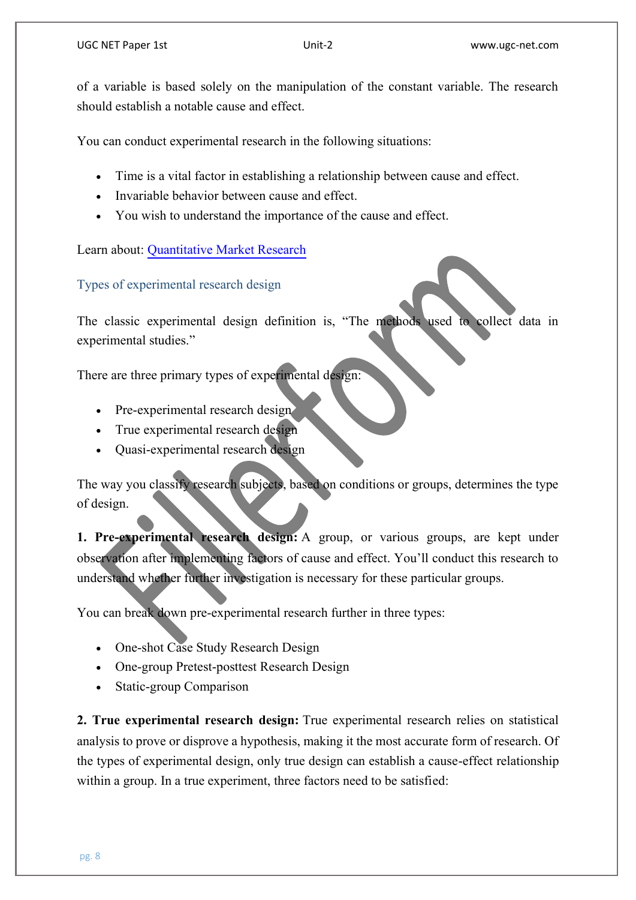of a variable is based solely on the manipulation of the constant variable. The research should establish a notable cause and effect.

You can conduct experimental research in the following situations:

- Time is a vital factor in establishing a relationship between cause and effect.
- Invariable behavior between cause and effect.
- You wish to understand the importance of the cause and effect.

Learn about: [Quantitative Market Research]()

## Types of experimental research design

The classic experimental design definition is, "The methods used to collect data in experimental studies."

There are three primary types of experimental design:

- Pre-experimental research design
- True experimental research design
- Quasi-experimental research design

The way you classify research subjects, based on conditions or groups, determines the type of design.

**1. Pre-experimental research design:** A group, or various groups, are kept under observation after implementing factors of cause and effect. You'll conduct this research to understand whether further investigation is necessary for these particular groups.

You can break down pre-experimental research further in three types:

- One-shot Case Study Research Design
- One-group Pretest-posttest Research Design
- Static-group Comparison

**2. True experimental research design:** True experimental research relies on statistical analysis to prove or disprove a hypothesis, making it the most accurate form of research. Of the types of experimental design, only true design can establish a cause-effect relationship within a group. In a true experiment, three factors need to be satisfied: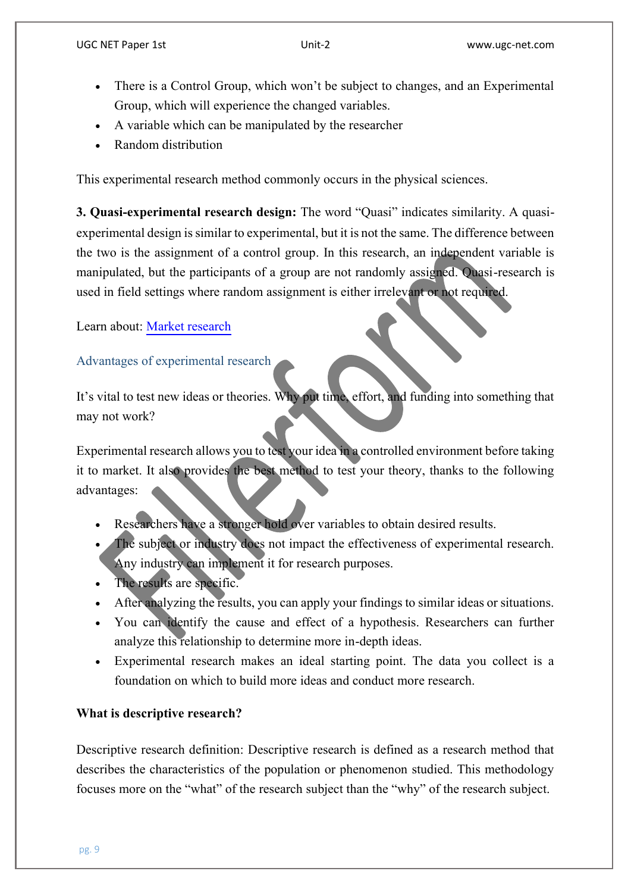- There is a Control Group, which won't be subject to changes, and an Experimental Group, which will experience the changed variables.
- A variable which can be manipulated by the researcher
- Random distribution

This experimental research method commonly occurs in the physical sciences.

**3. Quasi-experimental research design:** The word "Quasi" indicates similarity. A quasi-experimental design is similar to experimental, but it is not the same. The difference between the two is the assignment of a control group. In this research, an independent variable is manipulated, but the participants of a group are not randomly assigned. Quasi-research is used in field settings where random assignment is either irrelevant or not required.

Learn about: [Market research]

### Advantages of experimental research

It's vital to test new ideas or theories. Why put time, effort, and funding into something that may not work?

Experimental research allows you to test your idea in a controlled environment before taking it to market. It also provides the best method to test your theory, thanks to the following advantages:

- Researchers have a stronger hold over variables to obtain desired results.
- The subject or industry does not impact the effectiveness of experimental research. Any industry can implement it for research purposes.
- The results are specific.
- After analyzing the results, you can apply your findings to similar ideas or situations.
- You can identify the cause and effect of a hypothesis. Researchers can further analyze this relationship to determine more in-depth ideas.
- Experimental research makes an ideal starting point. The data you collect is a foundation on which to build more ideas and conduct more research.

**What is descriptive research?**

Descriptive research definition: Descriptive research is defined as a research method that describes the characteristics of the population or phenomenon studied. This methodology focuses more on the "what" of the research subject than the "why" of the research subject.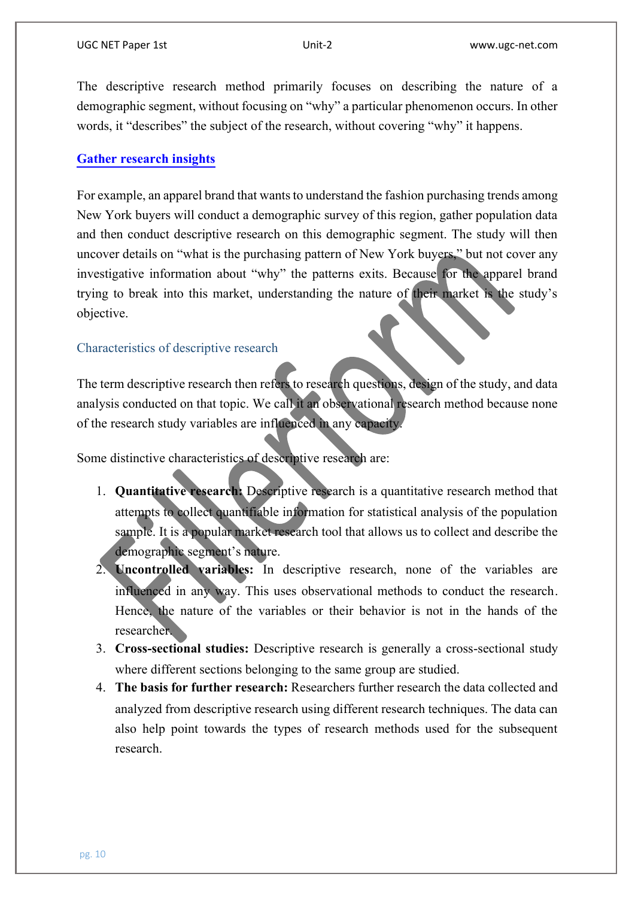The descriptive research method primarily focuses on describing the nature of a demographic segment, without focusing on "why" a particular phenomenon occurs. In other words, it "describes" the subject of the research, without covering "why" it happens.

**Gather research insights**

For example, an apparel brand that wants to understand the fashion purchasing trends among New York buyers will conduct a demographic survey of this region, gather population data and then conduct descriptive research on this demographic segment. The study will then uncover details on "what is the purchasing pattern of New York buyers," but not cover any investigative information about "why" the patterns exits. Because for the apparel brand trying to break into this market, understanding the nature of their market is the study's objective.

### Characteristics of descriptive research

The term descriptive research then refers to research questions, design of the study, and data analysis conducted on that topic. We call it an observational research method because none of the research study variables are influenced in any capacity.

Some distinctive characteristics of descriptive research are:

1. **Quantitative research:** Descriptive research is a quantitative research method that attempts to collect quantifiable information for statistical analysis of the population sample. It is a popular market research tool that allows us to collect and describe the demographic segment's nature.
2. **Uncontrolled variables:** In descriptive research, none of the variables are influenced in any way. This uses observational methods to conduct the research. Hence, the nature of the variables or their behavior is not in the hands of the researcher.
3. **Cross-sectional studies:** Descriptive research is generally a cross-sectional study where different sections belonging to the same group are studied.
4. **The basis for further research:** Researchers further research the data collected and analyzed from descriptive research using different research techniques. The data can also help point towards the types of research methods used for the subsequent research.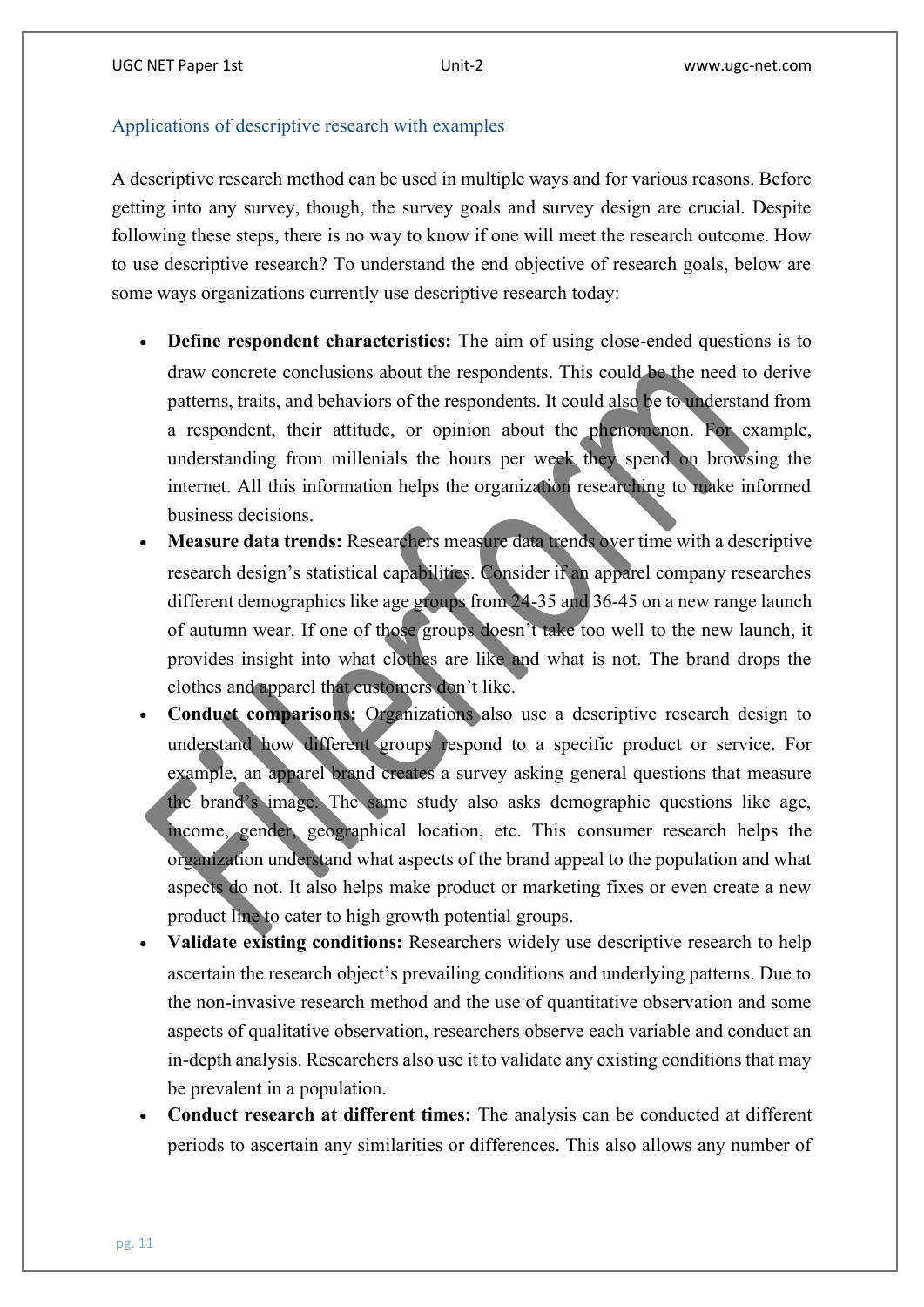## Applications of descriptive research with examples

A descriptive research method can be used in multiple ways and for various reasons. Before getting into any survey, though, the survey goals and survey design are crucial. Despite following these steps, there is no way to know if one will meet the research outcome. How to use descriptive research? To understand the end objective of research goals, below are some ways organizations currently use descriptive research today:

- **Define respondent characteristics:** The aim of using close-ended questions is to draw concrete conclusions about the respondents. This could be the need to derive patterns, traits, and behaviors of the respondents. It could also be to understand from a respondent, their attitude, or opinion about the phenomenon. For example, understanding from millenials the hours per week they spend on browsing the internet. All this information helps the organization researching to make informed business decisions.
- **Measure data trends:** Researchers measure data trends over time with a descriptive research design's statistical capabilities. Consider if an apparel company researches different demographics like age groups from 24-35 and 36-45 on a new range launch of autumn wear. If one of those groups doesn't take too well to the new launch, it provides insight into what clothes are like and what is not. The brand drops the clothes and apparel that customers don't like.
- **Conduct comparisons:** Organizations also use a descriptive research design to understand how different groups respond to a specific product or service. For example, an apparel brand creates a survey asking general questions that measure the brand's image. The same study also asks demographic questions like age, income, gender, geographical location, etc. This consumer research helps the organization understand what aspects of the brand appeal to the population and what aspects do not. It also helps make product or marketing fixes or even create a new product line to cater to high growth potential groups.
- **Validate existing conditions:** Researchers widely use descriptive research to help ascertain the research object's prevailing conditions and underlying patterns. Due to the non-invasive research method and the use of quantitative observation and some aspects of qualitative observation, researchers observe each variable and conduct an in-depth analysis. Researchers also use it to validate any existing conditions that may be prevalent in a population.
- **Conduct research at different times:** The analysis can be conducted at different periods to ascertain any similarities or differences. This also allows any number of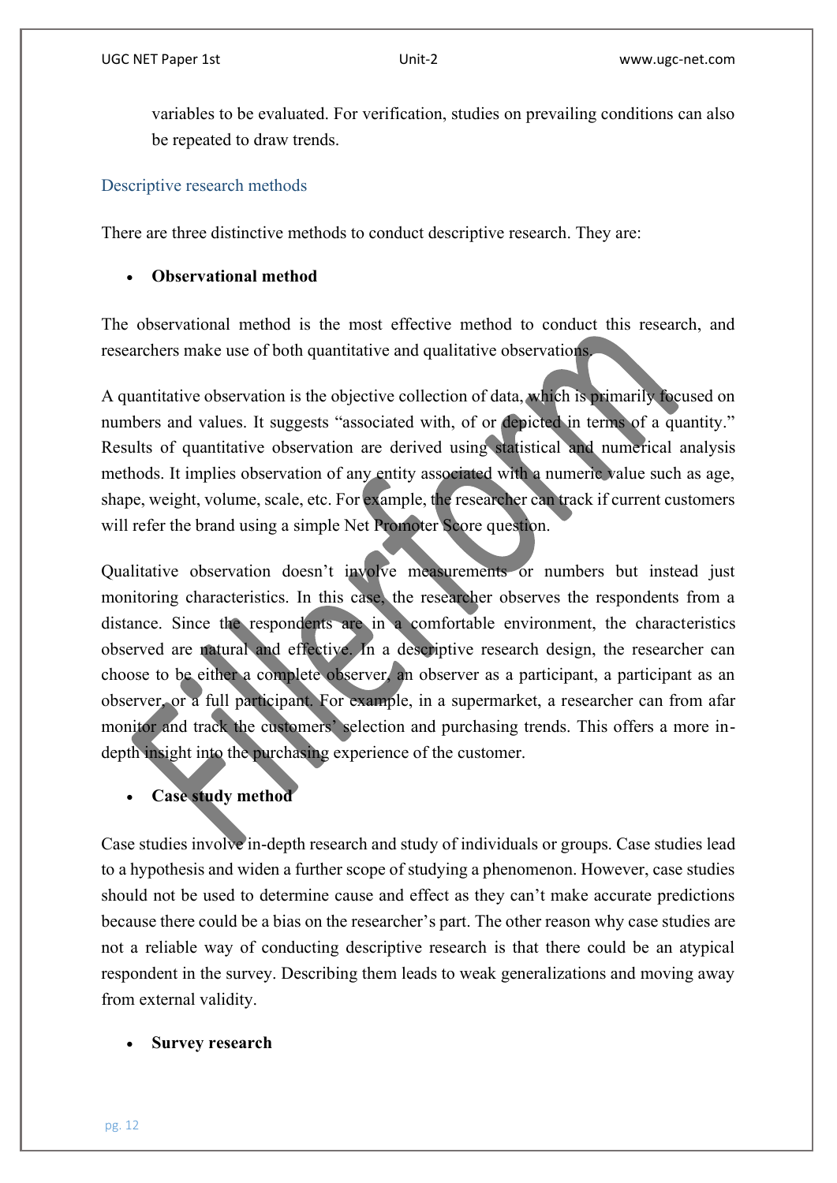variables to be evaluated. For verification, studies on prevailing conditions can also be repeated to draw trends.

### Descriptive research methods

There are three distinctive methods to conduct descriptive research. They are:

- **Observational method**

The observational method is the most effective method to conduct this research, and researchers make use of both quantitative and qualitative observations.

A quantitative observation is the objective collection of data, which is primarily focused on numbers and values. It suggests "associated with, of or depicted in terms of a quantity." Results of quantitative observation are derived using statistical and numerical analysis methods. It implies observation of any entity associated with a numeric value such as age, shape, weight, volume, scale, etc. For example, the researcher can track if current customers will refer the brand using a simple Net Promoter Score question.

Qualitative observation doesn't involve measurements or numbers but instead just monitoring characteristics. In this case, the researcher observes the respondents from a distance. Since the respondents are in a comfortable environment, the characteristics observed are natural and effective. In a descriptive research design, the researcher can choose to be either a complete observer, an observer as a participant, a participant as an observer, or a full participant. For example, in a supermarket, a researcher can from afar monitor and track the customers' selection and purchasing trends. This offers a more in-depth insight into the purchasing experience of the customer.

- **Case study method**

Case studies involve in-depth research and study of individuals or groups. Case studies lead to a hypothesis and widen a further scope of studying a phenomenon. However, case studies should not be used to determine cause and effect as they can't make accurate predictions because there could be a bias on the researcher's part. The other reason why case studies are not a reliable way of conducting descriptive research is that there could be an atypical respondent in the survey. Describing them leads to weak generalizations and moving away from external validity.

- **Survey research**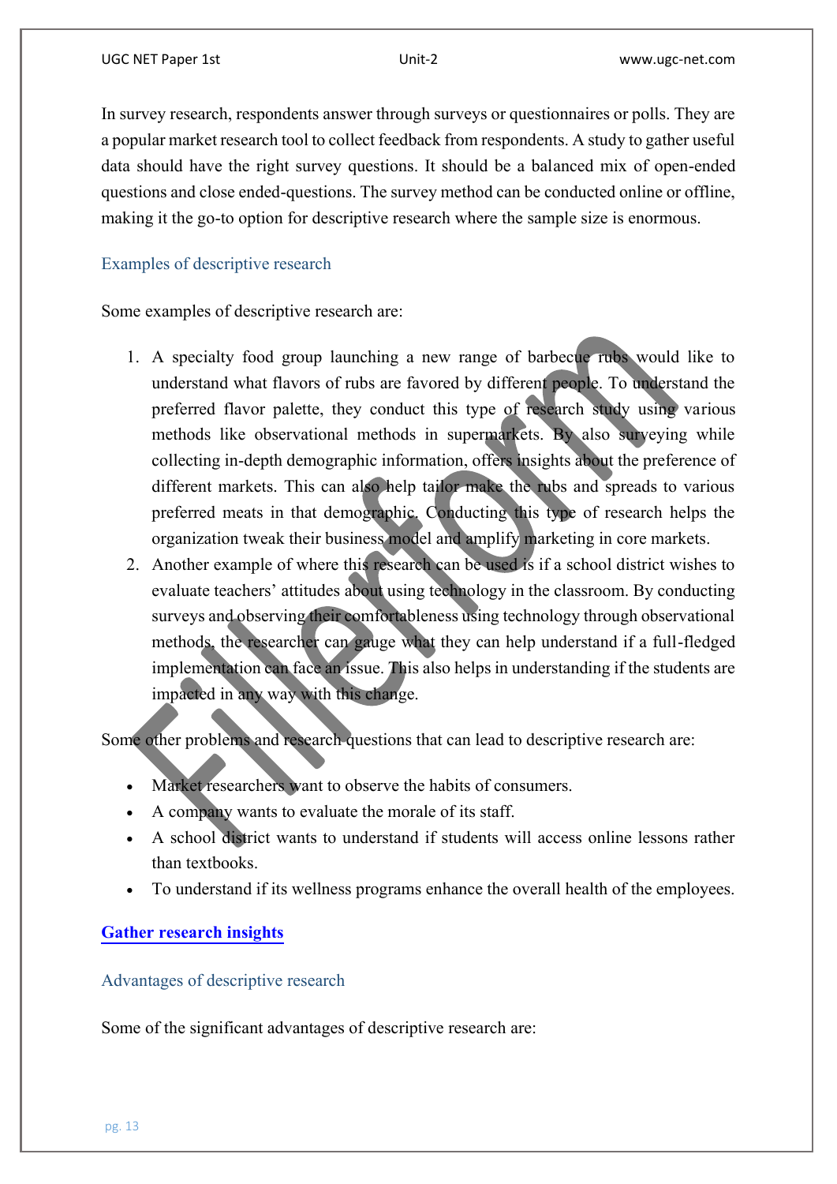In survey research, respondents answer through surveys or questionnaires or polls. They are a popular market research tool to collect feedback from respondents. A study to gather useful data should have the right survey questions. It should be a balanced mix of open-ended questions and close ended-questions. The survey method can be conducted online or offline, making it the go-to option for descriptive research where the sample size is enormous.

### Examples of descriptive research

Some examples of descriptive research are:

1. A specialty food group launching a new range of barbecue rubs would like to understand what flavors of rubs are favored by different people. To understand the preferred flavor palette, they conduct this type of research study using various methods like observational methods in supermarkets. By also surveying while collecting in-depth demographic information, offers insights about the preference of different markets. This can also help tailor make the rubs and spreads to various preferred meats in that demographic. Conducting this type of research helps the organization tweak their business model and amplify marketing in core markets.
2. Another example of where this research can be used is if a school district wishes to evaluate teachers' attitudes about using technology in the classroom. By conducting surveys and observing their comfortableness using technology through observational methods, the researcher can gauge what they can help understand if a full-fledged implementation can face an issue. This also helps in understanding if the students are impacted in any way with this change.

Some other problems and research questions that can lead to descriptive research are:

- Market researchers want to observe the habits of consumers.
- A company wants to evaluate the morale of its staff.
- A school district wants to understand if students will access online lessons rather than textbooks.
- To understand if its wellness programs enhance the overall health of the employees.

**Gather research insights**

### Advantages of descriptive research

Some of the significant advantages of descriptive research are: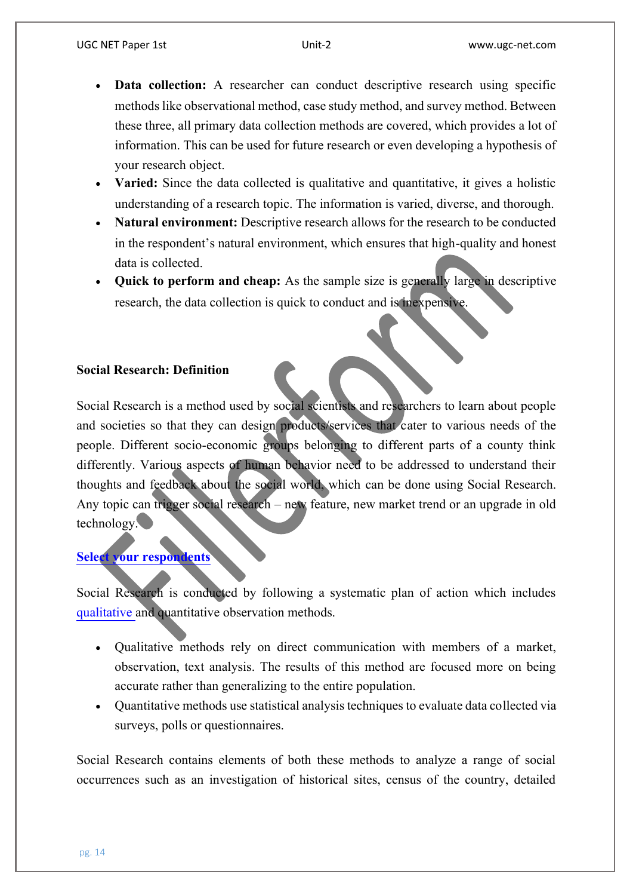- **Data collection:** A researcher can conduct descriptive research using specific methods like observational method, case study method, and survey method. Between these three, all primary data collection methods are covered, which provides a lot of information. This can be used for future research or even developing a hypothesis of your research object.
- **Varied:** Since the data collected is qualitative and quantitative, it gives a holistic understanding of a research topic. The information is varied, diverse, and thorough.
- **Natural environment:** Descriptive research allows for the research to be conducted in the respondent's natural environment, which ensures that high-quality and honest data is collected.
- **Quick to perform and cheap:** As the sample size is generally large in descriptive research, the data collection is quick to conduct and is inexpensive.

**Social Research: Definition**

Social Research is a method used by social scientists and researchers to learn about people and societies so that they can design products/services that cater to various needs of the people. Different socio-economic groups belonging to different parts of a county think differently. Various aspects of human behavior need to be addressed to understand their thoughts and feedback about the social world, which can be done using Social Research. Any topic can trigger social research – new feature, new market trend or an upgrade in old technology.

**Select your respondents**

Social Research is conducted by following a systematic plan of action which includes qualitative and quantitative observation methods.

- Qualitative methods rely on direct communication with members of a market, observation, text analysis. The results of this method are focused more on being accurate rather than generalizing to the entire population.
- Quantitative methods use statistical analysis techniques to evaluate data collected via surveys, polls or questionnaires.

Social Research contains elements of both these methods to analyze a range of social occurrences such as an investigation of historical sites, census of the country, detailed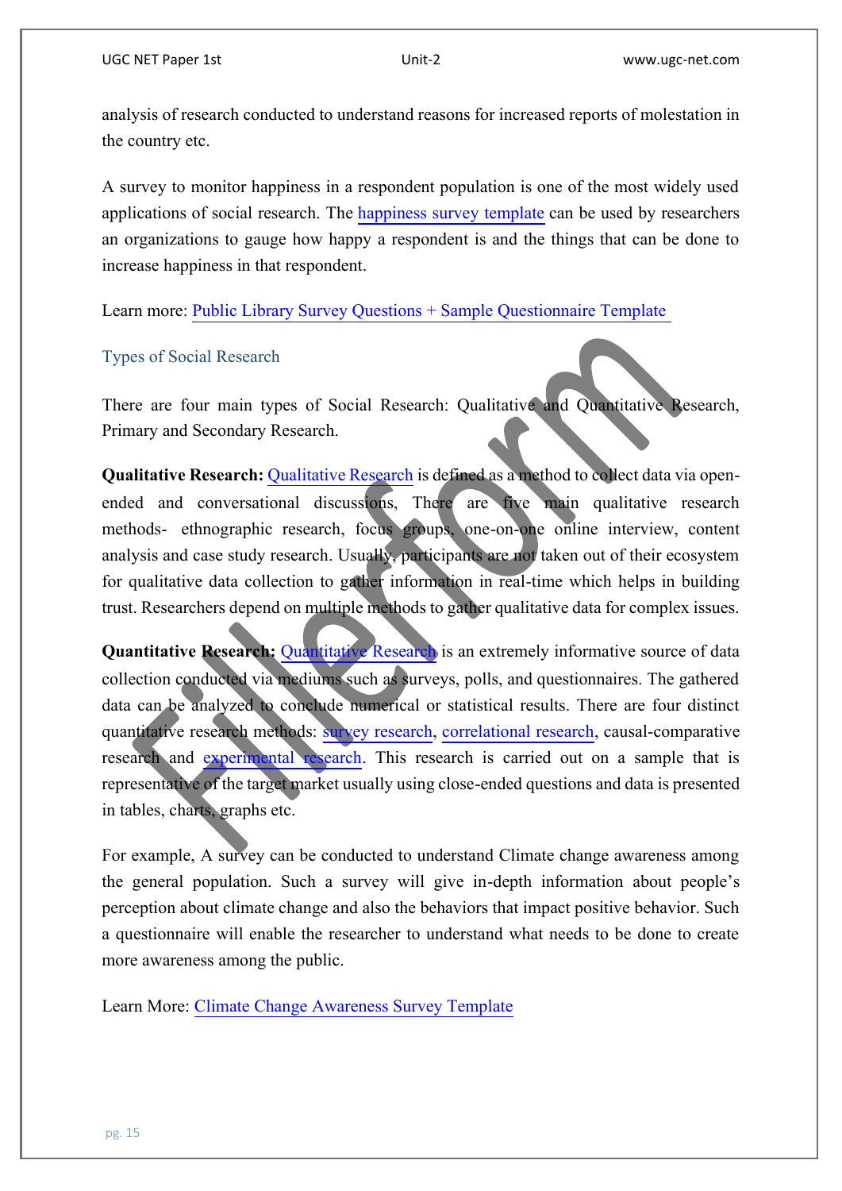analysis of research conducted to understand reasons for increased reports of molestation in the country etc.

A survey to monitor happiness in a respondent population is one of the most widely used applications of social research. The happiness survey template can be used by researchers an organizations to gauge how happy a respondent is and the things that can be done to increase happiness in that respondent.

Learn more: Public Library Survey Questions + Sample Questionnaire Template

## Types of Social Research

There are four main types of Social Research: Qualitative and Quantitative Research, Primary and Secondary Research.

**Qualitative Research:** Qualitative Research is defined as a method to collect data via open-ended and conversational discussions, There are five main qualitative research methods- ethnographic research, focus groups, one-on-one online interview, content analysis and case study research. Usually, participants are not taken out of their ecosystem for qualitative data collection to gather information in real-time which helps in building trust. Researchers depend on multiple methods to gather qualitative data for complex issues.

**Quantitative Research:** Quantitative Research is an extremely informative source of data collection conducted via mediums such as surveys, polls, and questionnaires. The gathered data can be analyzed to conclude numerical or statistical results. There are four distinct quantitative research methods: survey research, correlational research, causal-comparative research and experimental research. This research is carried out on a sample that is representative of the target market usually using close-ended questions and data is presented in tables, charts, graphs etc.

For example, A survey can be conducted to understand Climate change awareness among the general population. Such a survey will give in-depth information about people's perception about climate change and also the behaviors that impact positive behavior. Such a questionnaire will enable the researcher to understand what needs to be done to create more awareness among the public.

Learn More: Climate Change Awareness Survey Template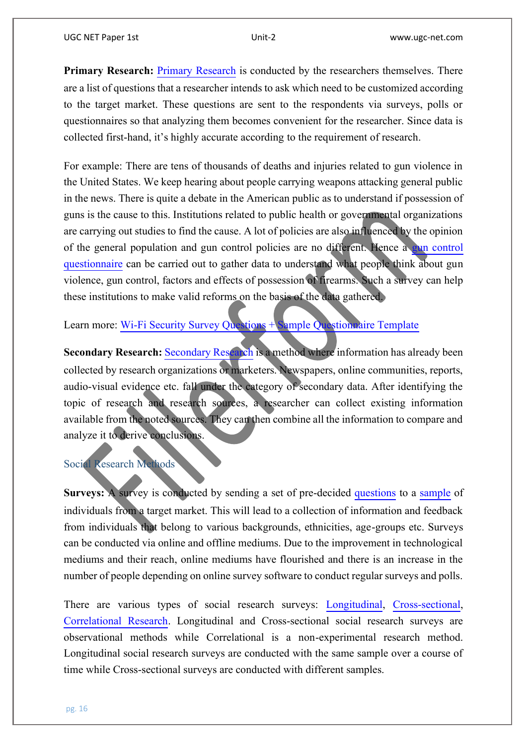**Primary Research:** Primary Research is conducted by the researchers themselves. There are a list of questions that a researcher intends to ask which need to be customized according to the target market. These questions are sent to the respondents via surveys, polls or questionnaires so that analyzing them becomes convenient for the researcher. Since data is collected first-hand, it's highly accurate according to the requirement of research.

For example: There are tens of thousands of deaths and injuries related to gun violence in the United States. We keep hearing about people carrying weapons attacking general public in the news. There is quite a debate in the American public as to understand if possession of guns is the cause to this. Institutions related to public health or governmental organizations are carrying out studies to find the cause. A lot of policies are also influenced by the opinion of the general population and gun control policies are no different. Hence a gun control questionnaire can be carried out to gather data to understand what people think about gun violence, gun control, factors and effects of possession of firearms. Such a survey can help these institutions to make valid reforms on the basis of the data gathered.

Learn more: Wi-Fi Security Survey Questions + Sample Questionnaire Template

**Secondary Research:** Secondary Research is a method where information has already been collected by research organizations or marketers. Newspapers, online communities, reports, audio-visual evidence etc. fall under the category of secondary data. After identifying the topic of research and research sources, a researcher can collect existing information available from the noted sources. They can then combine all the information to compare and analyze it to derive conclusions.

## Social Research Methods

**Surveys:** A survey is conducted by sending a set of pre-decided questions to a sample of individuals from a target market. This will lead to a collection of information and feedback from individuals that belong to various backgrounds, ethnicities, age-groups etc. Surveys can be conducted via online and offline mediums. Due to the improvement in technological mediums and their reach, online mediums have flourished and there is an increase in the number of people depending on online survey software to conduct regular surveys and polls.

There are various types of social research surveys: Longitudinal, Cross-sectional, Correlational Research. Longitudinal and Cross-sectional social research surveys are observational methods while Correlational is a non-experimental research method. Longitudinal social research surveys are conducted with the same sample over a course of time while Cross-sectional surveys are conducted with different samples.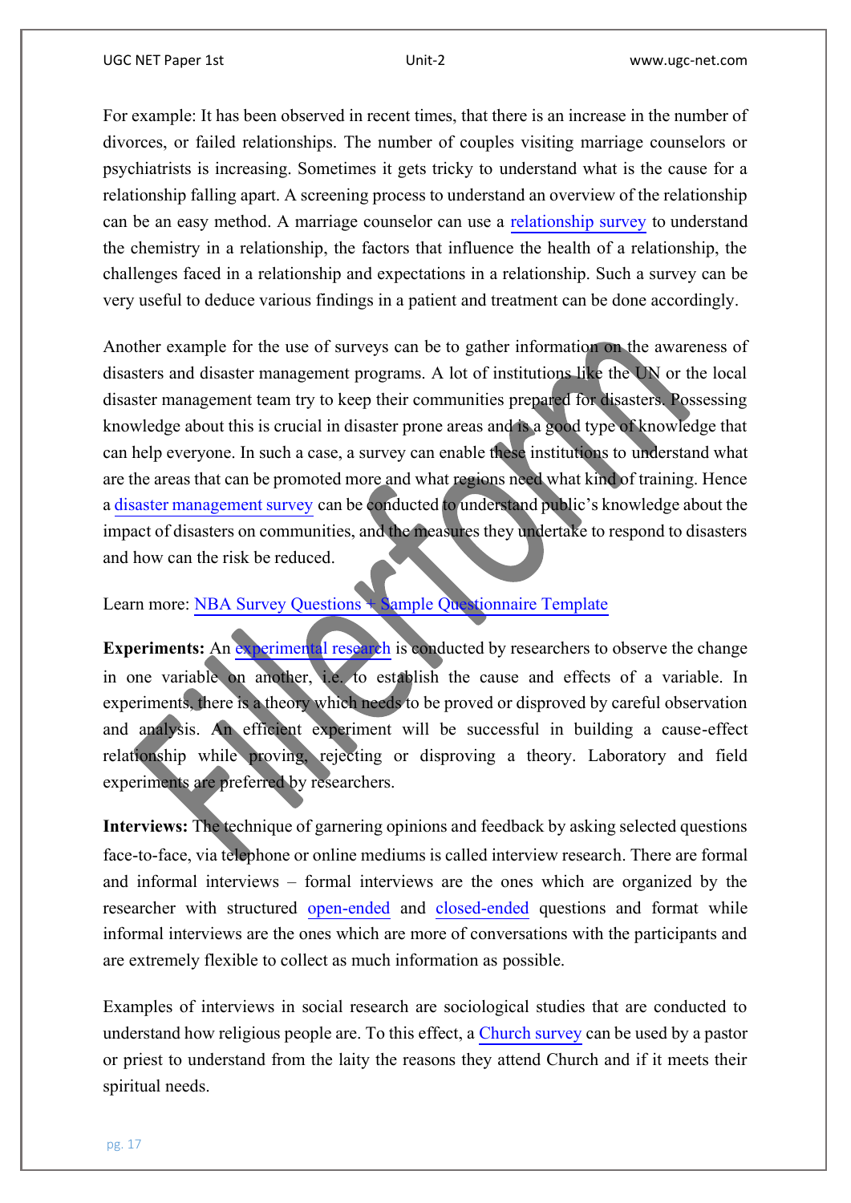For example: It has been observed in recent times, that there is an increase in the number of divorces, or failed relationships. The number of couples visiting marriage counselors or psychiatrists is increasing. Sometimes it gets tricky to understand what is the cause for a relationship falling apart. A screening process to understand an overview of the relationship can be an easy method. A marriage counselor can use a relationship survey to understand the chemistry in a relationship, the factors that influence the health of a relationship, the challenges faced in a relationship and expectations in a relationship. Such a survey can be very useful to deduce various findings in a patient and treatment can be done accordingly.

Another example for the use of surveys can be to gather information on the awareness of disasters and disaster management programs. A lot of institutions like the UN or the local disaster management team try to keep their communities prepared for disasters. Possessing knowledge about this is crucial in disaster prone areas and is a good type of knowledge that can help everyone. In such a case, a survey can enable these institutions to understand what are the areas that can be promoted more and what regions need what kind of training. Hence a disaster management survey can be conducted to understand public's knowledge about the impact of disasters on communities, and the measures they undertake to respond to disasters and how can the risk be reduced.

Learn more: NBA Survey Questions + Sample Questionnaire Template

**Experiments:** An experimental research is conducted by researchers to observe the change in one variable on another, i.e. to establish the cause and effects of a variable. In experiments, there is a theory which needs to be proved or disproved by careful observation and analysis. An efficient experiment will be successful in building a cause-effect relationship while proving, rejecting or disproving a theory. Laboratory and field experiments are preferred by researchers.

**Interviews:** The technique of garnering opinions and feedback by asking selected questions face-to-face, via telephone or online mediums is called interview research. There are formal and informal interviews – formal interviews are the ones which are organized by the researcher with structured open-ended and closed-ended questions and format while informal interviews are the ones which are more of conversations with the participants and are extremely flexible to collect as much information as possible.

Examples of interviews in social research are sociological studies that are conducted to understand how religious people are. To this effect, a Church survey can be used by a pastor or priest to understand from the laity the reasons they attend Church and if it meets their spiritual needs.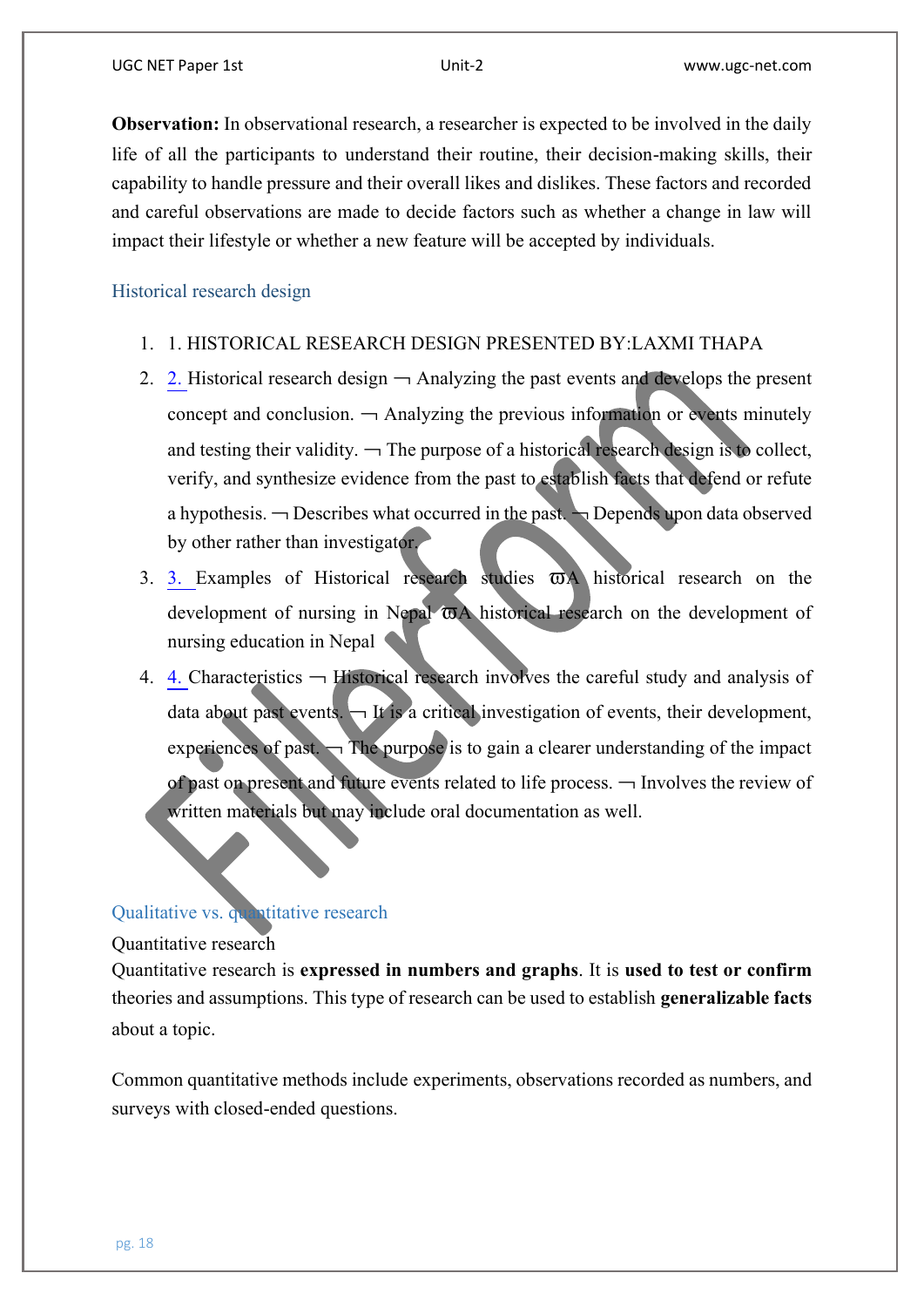**Observation:** In observational research, a researcher is expected to be involved in the daily life of all the participants to understand their routine, their decision-making skills, their capability to handle pressure and their overall likes and dislikes. These factors and recorded and careful observations are made to decide factors such as whether a change in law will impact their lifestyle or whether a new feature will be accepted by individuals.

## Historical research design

1. 1. HISTORICAL RESEARCH DESIGN PRESENTED BY:LAXMI THAPA
2. 2. Historical research design ¬ Analyzing the past events and develops the present concept and conclusion. ¬ Analyzing the previous information or events minutely and testing their validity. ¬ The purpose of a historical research design is to collect, verify, and synthesize evidence from the past to establish facts that defend or refute a hypothesis. ¬ Describes what occurred in the past. ¬ Depends upon data observed by other rather than investigator.
3. 3. Examples of Historical research studies ϖA historical research on the development of nursing in Nepal ϖA historical research on the development of nursing education in Nepal
4. 4. Characteristics ¬ Historical research involves the careful study and analysis of data about past events. ¬ It is a critical investigation of events, their development, experiences of past. ¬ The purpose is to gain a clearer understanding of the impact of past on present and future events related to life process. ¬ Involves the review of written materials but may include oral documentation as well.

## Qualitative vs. quantitative research

Quantitative research

Quantitative research is **expressed in numbers and graphs**. It is **used to test or confirm** theories and assumptions. This type of research can be used to establish **generalizable facts** about a topic.

Common quantitative methods include experiments, observations recorded as numbers, and surveys with closed-ended questions.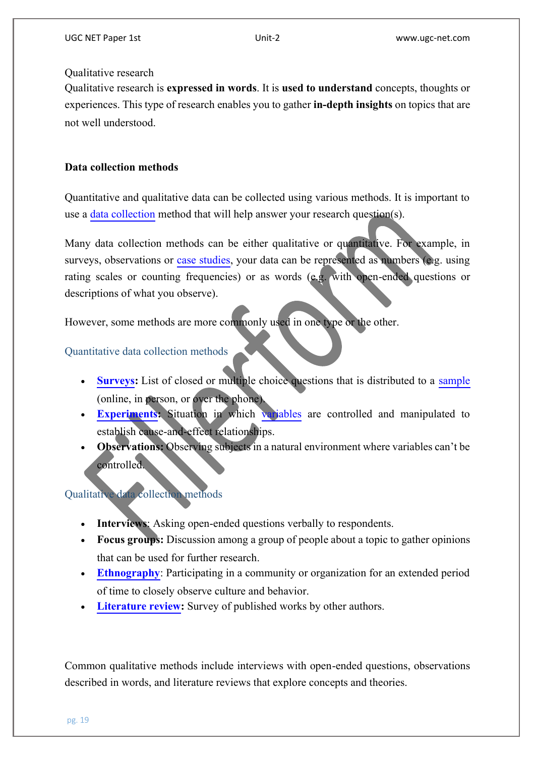Qualitative research

Qualitative research is **expressed in words**. It is **used to understand** concepts, thoughts or experiences. This type of research enables you to gather **in-depth insights** on topics that are not well understood.

**Data collection methods**

Quantitative and qualitative data can be collected using various methods. It is important to use a data collection method that will help answer your research question(s).

Many data collection methods can be either qualitative or quantitative. For example, in surveys, observations or case studies, your data can be represented as numbers (e.g. using rating scales or counting frequencies) or as words (e.g. with open-ended questions or descriptions of what you observe).

However, some methods are more commonly used in one type or the other.

## Quantitative data collection methods

- **Surveys:** List of closed or multiple choice questions that is distributed to a sample (online, in person, or over the phone).
- **Experiments:** Situation in which variables are controlled and manipulated to establish cause-and-effect relationships.
- **Observations:** Observing subjects in a natural environment where variables can't be controlled.

## Qualitative data collection methods

- **Interviews**: Asking open-ended questions verbally to respondents.
- **Focus groups:** Discussion among a group of people about a topic to gather opinions that can be used for further research.
- **Ethnography**: Participating in a community or organization for an extended period of time to closely observe culture and behavior.
- **Literature review:** Survey of published works by other authors.

Common qualitative methods include interviews with open-ended questions, observations described in words, and literature reviews that explore concepts and theories.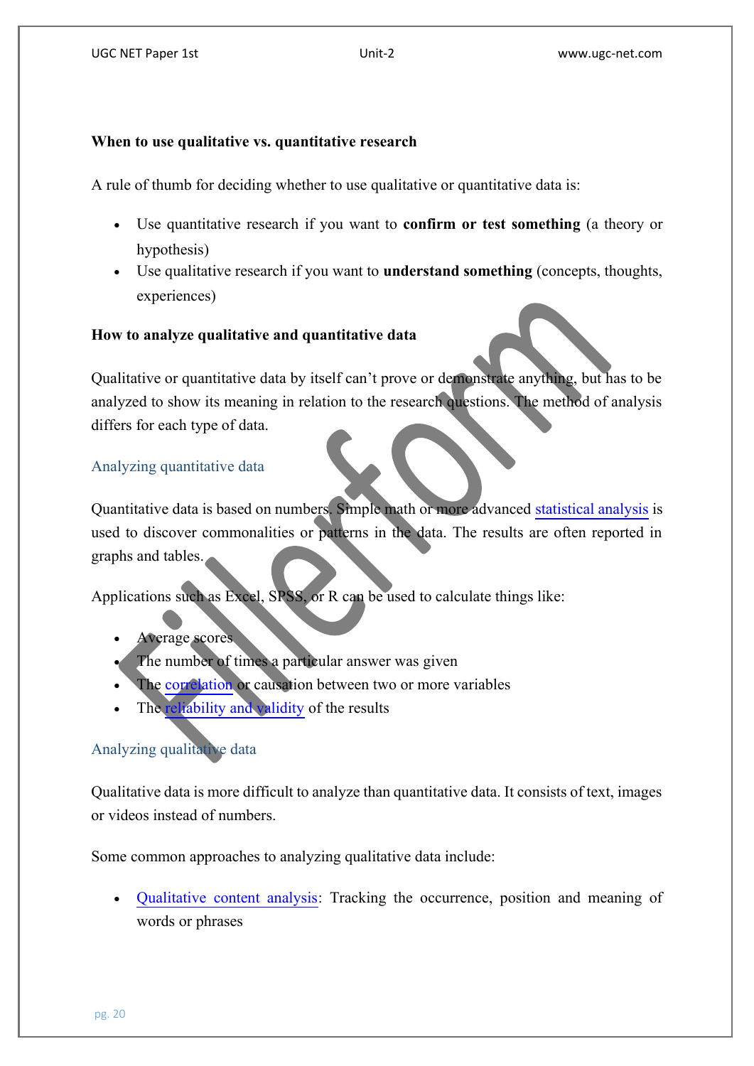**When to use qualitative vs. quantitative research**

A rule of thumb for deciding whether to use qualitative or quantitative data is:

- Use quantitative research if you want to **confirm or test something** (a theory or hypothesis)
- Use qualitative research if you want to **understand something** (concepts, thoughts, experiences)

**How to analyze qualitative and quantitative data**

Qualitative or quantitative data by itself can't prove or demonstrate anything, but has to be analyzed to show its meaning in relation to the research questions. The method of analysis differs for each type of data.

### Analyzing quantitative data

Quantitative data is based on numbers. Simple math or more advanced statistical analysis is used to discover commonalities or patterns in the data. The results are often reported in graphs and tables.

Applications such as Excel, SPSS, or R can be used to calculate things like:

- Average scores
- The number of times a particular answer was given
- The correlation or causation between two or more variables
- The reliability and validity of the results

### Analyzing qualitative data

Qualitative data is more difficult to analyze than quantitative data. It consists of text, images or videos instead of numbers.

Some common approaches to analyzing qualitative data include:

- Qualitative content analysis: Tracking the occurrence, position and meaning of words or phrases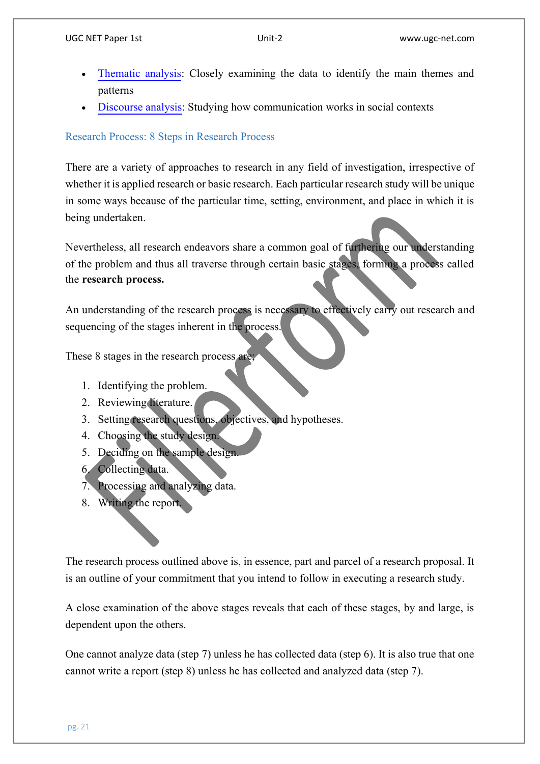- Thematic analysis: Closely examining the data to identify the main themes and patterns
- Discourse analysis: Studying how communication works in social contexts

## Research Process: 8 Steps in Research Process

There are a variety of approaches to research in any field of investigation, irrespective of whether it is applied research or basic research. Each particular research study will be unique in some ways because of the particular time, setting, environment, and place in which it is being undertaken.

Nevertheless, all research endeavors share a common goal of furthering our understanding of the problem and thus all traverse through certain basic stages, forming a process called the **research process.**

An understanding of the research process is necessary to effectively carry out research and sequencing of the stages inherent in the process.

These 8 stages in the research process are;

1. Identifying the problem.
2. Reviewing literature.
3. Setting research questions, objectives, and hypotheses.
4. Choosing the study design.
5. Deciding on the sample design.
6. Collecting data.
7. Processing and analyzing data.
8. Writing the report.

The research process outlined above is, in essence, part and parcel of a research proposal. It is an outline of your commitment that you intend to follow in executing a research study.

A close examination of the above stages reveals that each of these stages, by and large, is dependent upon the others.

One cannot analyze data (step 7) unless he has collected data (step 6). It is also true that one cannot write a report (step 8) unless he has collected and analyzed data (step 7).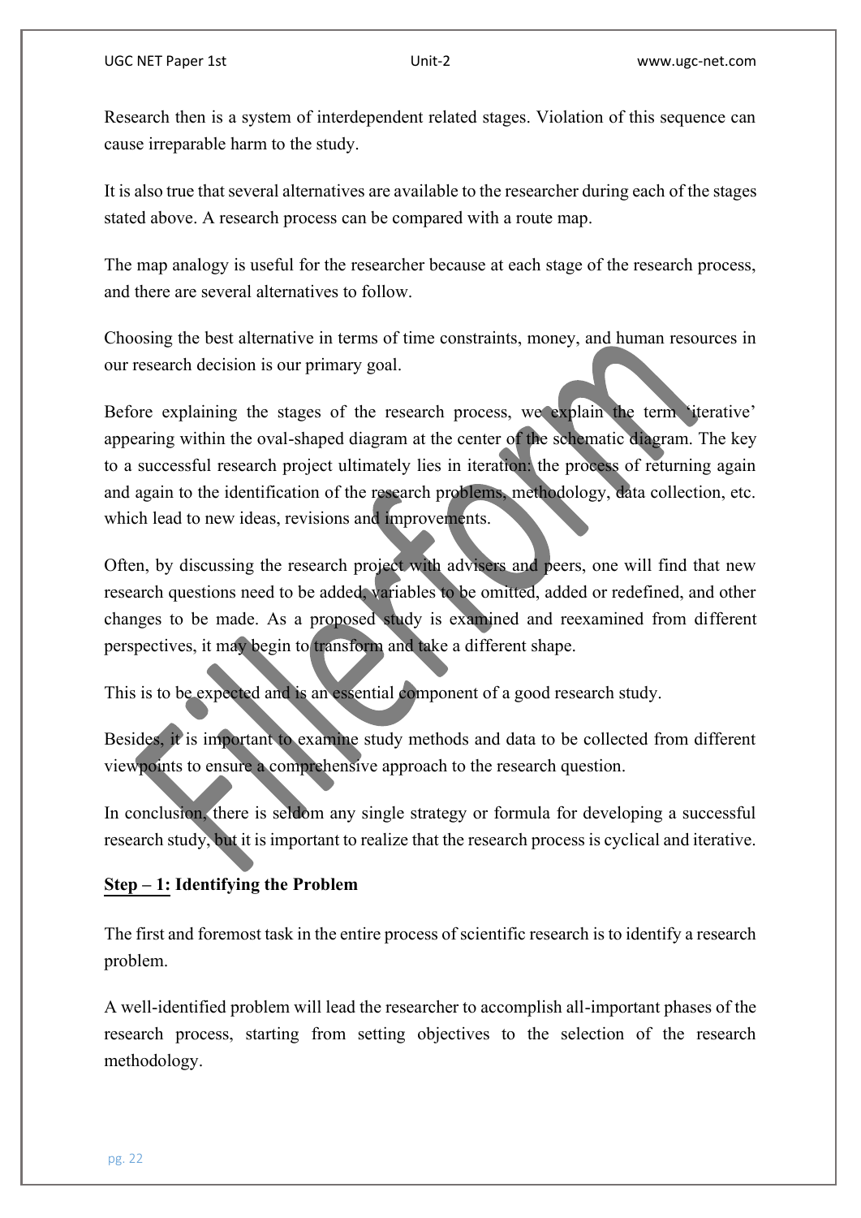Research then is a system of interdependent related stages. Violation of this sequence can cause irreparable harm to the study.

It is also true that several alternatives are available to the researcher during each of the stages stated above. A research process can be compared with a route map.

The map analogy is useful for the researcher because at each stage of the research process, and there are several alternatives to follow.

Choosing the best alternative in terms of time constraints, money, and human resources in our research decision is our primary goal.

Before explaining the stages of the research process, we explain the term 'iterative' appearing within the oval-shaped diagram at the center of the schematic diagram. The key to a successful research project ultimately lies in iteration: the process of returning again and again to the identification of the research problems, methodology, data collection, etc. which lead to new ideas, revisions and improvements.

Often, by discussing the research project with advisers and peers, one will find that new research questions need to be added, variables to be omitted, added or redefined, and other changes to be made. As a proposed study is examined and reexamined from different perspectives, it may begin to transform and take a different shape.

This is to be expected and is an essential component of a good research study.

Besides, it is important to examine study methods and data to be collected from different viewpoints to ensure a comprehensive approach to the research question.

In conclusion, there is seldom any single strategy or formula for developing a successful research study, but it is important to realize that the research process is cyclical and iterative.

**<u>Step – 1:</u> Identifying the Problem**

The first and foremost task in the entire process of scientific research is to identify a research problem.

A well-identified problem will lead the researcher to accomplish all-important phases of the research process, starting from setting objectives to the selection of the research methodology.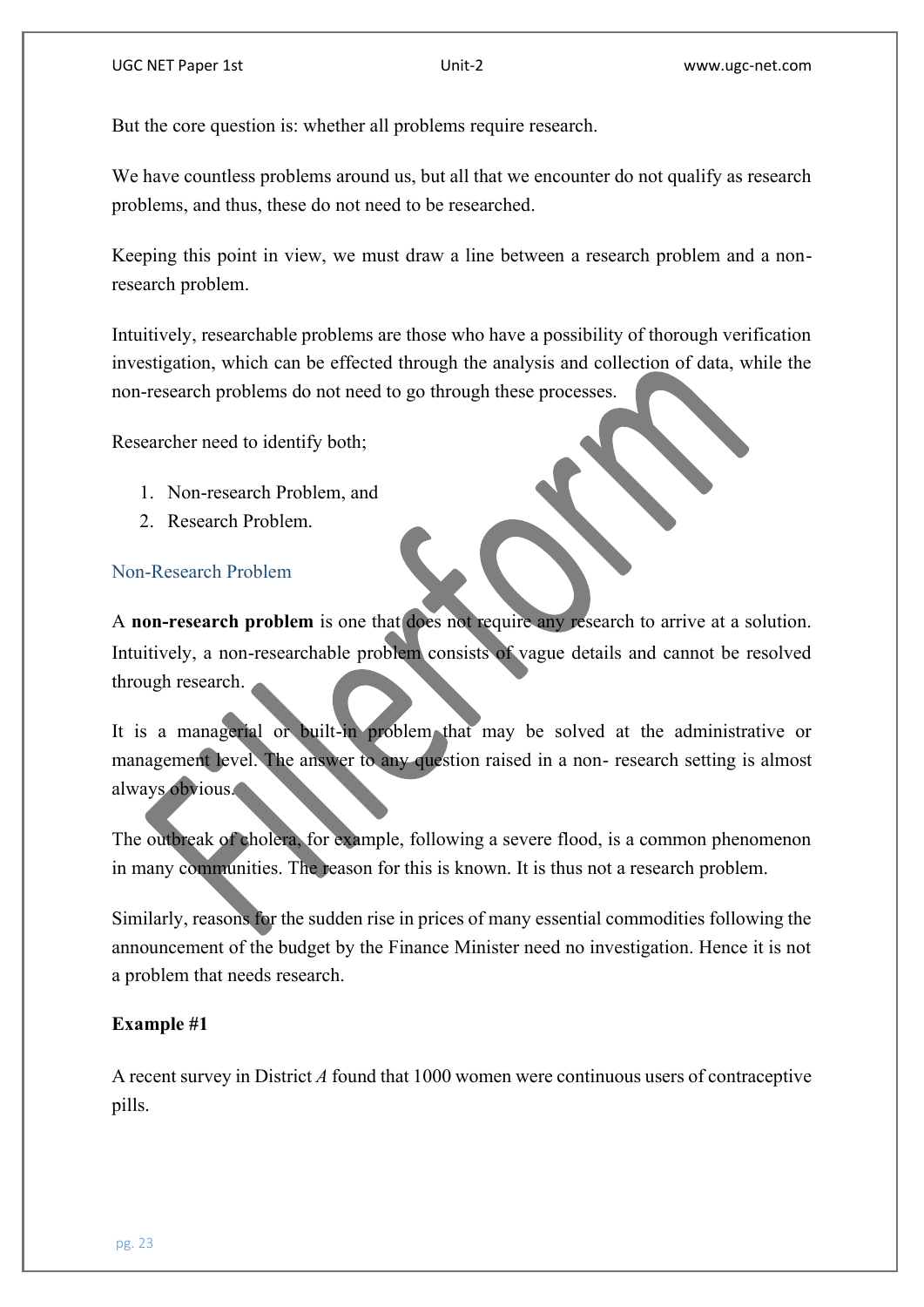But the core question is: whether all problems require research.

We have countless problems around us, but all that we encounter do not qualify as research problems, and thus, these do not need to be researched.

Keeping this point in view, we must draw a line between a research problem and a non-research problem.

Intuitively, researchable problems are those who have a possibility of thorough verification investigation, which can be effected through the analysis and collection of data, while the non-research problems do not need to go through these processes.

Researcher need to identify both;

1. Non-research Problem, and
2. Research Problem.

## Non-Research Problem

A **non-research problem** is one that does not require any research to arrive at a solution. Intuitively, a non-researchable problem consists of vague details and cannot be resolved through research.

It is a managerial or built-in problem that may be solved at the administrative or management level. The answer to any question raised in a non- research setting is almost always obvious.

The outbreak of cholera, for example, following a severe flood, is a common phenomenon in many communities. The reason for this is known. It is thus not a research problem.

Similarly, reasons for the sudden rise in prices of many essential commodities following the announcement of the budget by the Finance Minister need no investigation. Hence it is not a problem that needs research.

**Example #1**

A recent survey in District *A* found that 1000 women were continuous users of contraceptive pills.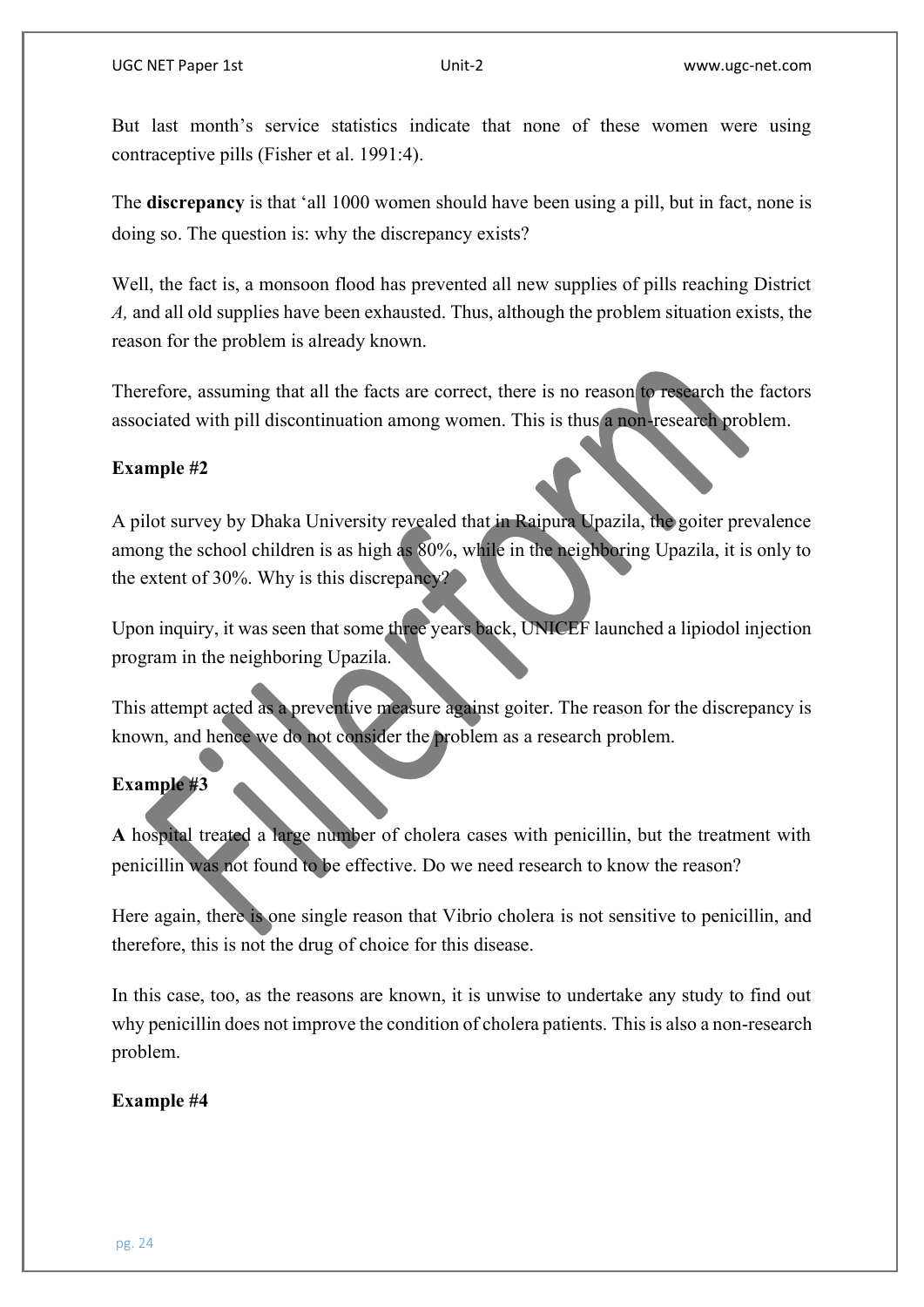But last month's service statistics indicate that none of these women were using contraceptive pills (Fisher et al. 1991:4).

The **discrepancy** is that 'all 1000 women should have been using a pill, but in fact, none is doing so. The question is: why the discrepancy exists?

Well, the fact is, a monsoon flood has prevented all new supplies of pills reaching District *A,* and all old supplies have been exhausted. Thus, although the problem situation exists, the reason for the problem is already known.

Therefore, assuming that all the facts are correct, there is no reason to research the factors associated with pill discontinuation among women. This is thus a non-research problem.

**Example #2**

A pilot survey by Dhaka University revealed that in Raipura Upazila, the goiter prevalence among the school children is as high as 80%, while in the neighboring Upazila, it is only to the extent of 30%. Why is this discrepancy?

Upon inquiry, it was seen that some three years back, UNICEF launched a lipiodol injection program in the neighboring Upazila.

This attempt acted as a preventive measure against goiter. The reason for the discrepancy is known, and hence we do not consider the problem as a research problem.

**Example #3**

**A** hospital treated a large number of cholera cases with penicillin, but the treatment with penicillin was not found to be effective. Do we need research to know the reason?

Here again, there is one single reason that Vibrio cholera is not sensitive to penicillin, and therefore, this is not the drug of choice for this disease.

In this case, too, as the reasons are known, it is unwise to undertake any study to find out why penicillin does not improve the condition of cholera patients. This is also a non-research problem.

**Example #4**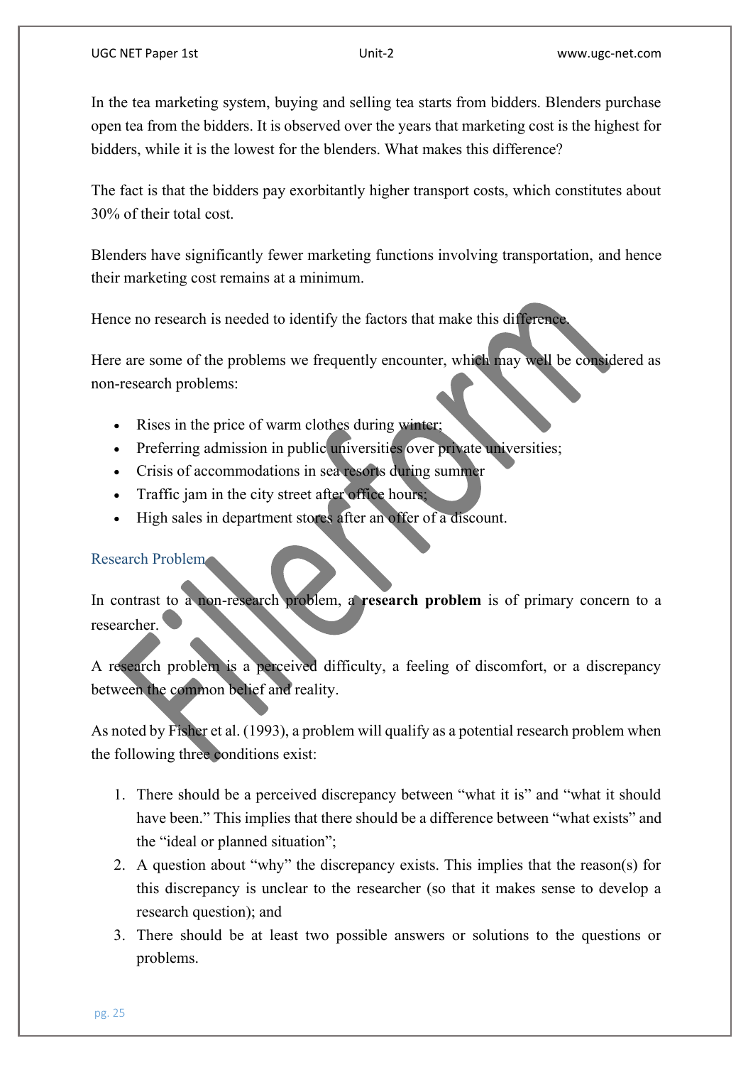In the tea marketing system, buying and selling tea starts from bidders. Blenders purchase open tea from the bidders. It is observed over the years that marketing cost is the highest for bidders, while it is the lowest for the blenders. What makes this difference?

The fact is that the bidders pay exorbitantly higher transport costs, which constitutes about 30% of their total cost.

Blenders have significantly fewer marketing functions involving transportation, and hence their marketing cost remains at a minimum.

Hence no research is needed to identify the factors that make this difference.

Here are some of the problems we frequently encounter, which may well be considered as non-research problems:

- Rises in the price of warm clothes during winter;
- Preferring admission in public universities over private universities;
- Crisis of accommodations in sea resorts during summer
- Traffic jam in the city street after office hours;
- High sales in department stores after an offer of a discount.

## Research Problem

In contrast to a non-research problem, a **research problem** is of primary concern to a researcher.

A research problem is a perceived difficulty, a feeling of discomfort, or a discrepancy between the common belief and reality.

As noted by Fisher et al. (1993), a problem will qualify as a potential research problem when the following three conditions exist:

1. There should be a perceived discrepancy between "what it is" and "what it should have been." This implies that there should be a difference between "what exists" and the "ideal or planned situation";
2. A question about "why" the discrepancy exists. This implies that the reason(s) for this discrepancy is unclear to the researcher (so that it makes sense to develop a research question); and
3. There should be at least two possible answers or solutions to the questions or problems.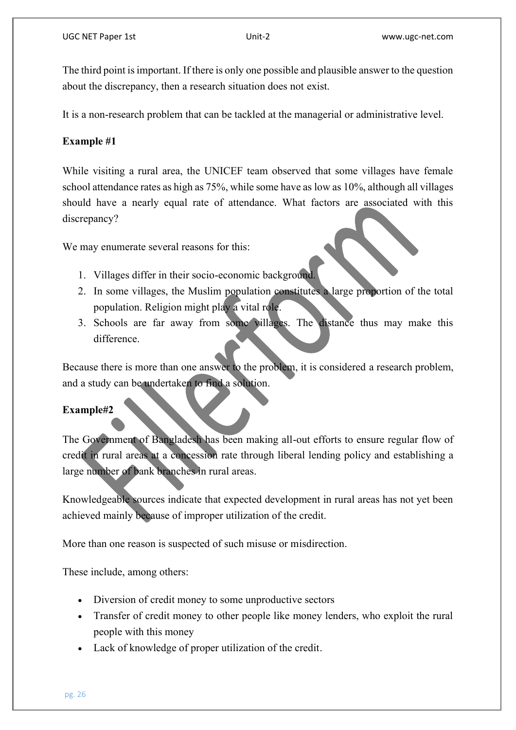The third point is important. If there is only one possible and plausible answer to the question about the discrepancy, then a research situation does not exist.

It is a non-research problem that can be tackled at the managerial or administrative level.

**Example #1**

While visiting a rural area, the UNICEF team observed that some villages have female school attendance rates as high as 75%, while some have as low as 10%, although all villages should have a nearly equal rate of attendance. What factors are associated with this discrepancy?

We may enumerate several reasons for this:

1. Villages differ in their socio-economic background.
2. In some villages, the Muslim population constitutes a large proportion of the total population. Religion might play a vital role.
3. Schools are far away from some villages. The distance thus may make this difference.

Because there is more than one answer to the problem, it is considered a research problem, and a study can be undertaken to find a solution.

**Example#2**

The Government of Bangladesh has been making all-out efforts to ensure regular flow of credit in rural areas at a concession rate through liberal lending policy and establishing a large number of bank branches in rural areas.

Knowledgeable sources indicate that expected development in rural areas has not yet been achieved mainly because of improper utilization of the credit.

More than one reason is suspected of such misuse or misdirection.

These include, among others:

- Diversion of credit money to some unproductive sectors
- Transfer of credit money to other people like money lenders, who exploit the rural people with this money
- Lack of knowledge of proper utilization of the credit.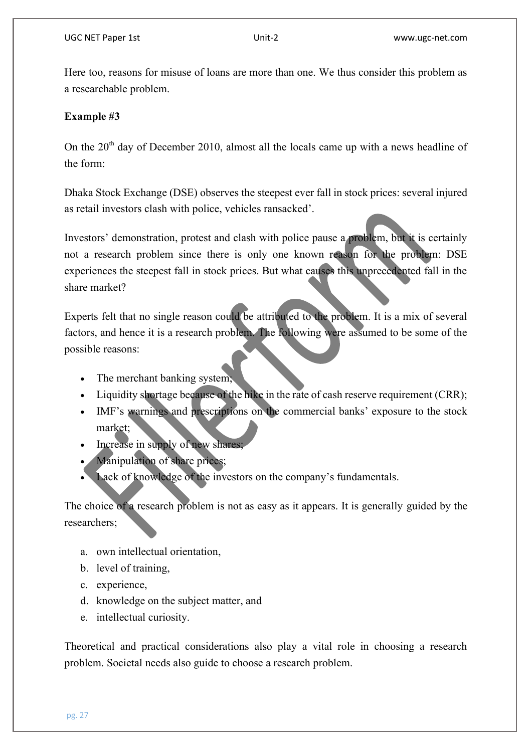Here too, reasons for misuse of loans are more than one. We thus consider this problem as a researchable problem.

**Example #3**

On the 20th day of December 2010, almost all the locals came up with a news headline of the form:

Dhaka Stock Exchange (DSE) observes the steepest ever fall in stock prices: several injured as retail investors clash with police, vehicles ransacked'.

Investors' demonstration, protest and clash with police pause a problem, but it is certainly not a research problem since there is only one known reason for the problem: DSE experiences the steepest fall in stock prices. But what causes this unprecedented fall in the share market?

Experts felt that no single reason could be attributed to the problem. It is a mix of several factors, and hence it is a research problem. The following were assumed to be some of the possible reasons:

- The merchant banking system;
- Liquidity shortage because of the hike in the rate of cash reserve requirement (CRR);
- IMF's warnings and prescriptions on the commercial banks' exposure to the stock market;
- Increase in supply of new shares;
- Manipulation of share prices;
- Lack of knowledge of the investors on the company's fundamentals.

The choice of a research problem is not as easy as it appears. It is generally guided by the researchers;

a. own intellectual orientation,
b. level of training,
c. experience,
d. knowledge on the subject matter, and
e. intellectual curiosity.

Theoretical and practical considerations also play a vital role in choosing a research problem. Societal needs also guide to choose a research problem.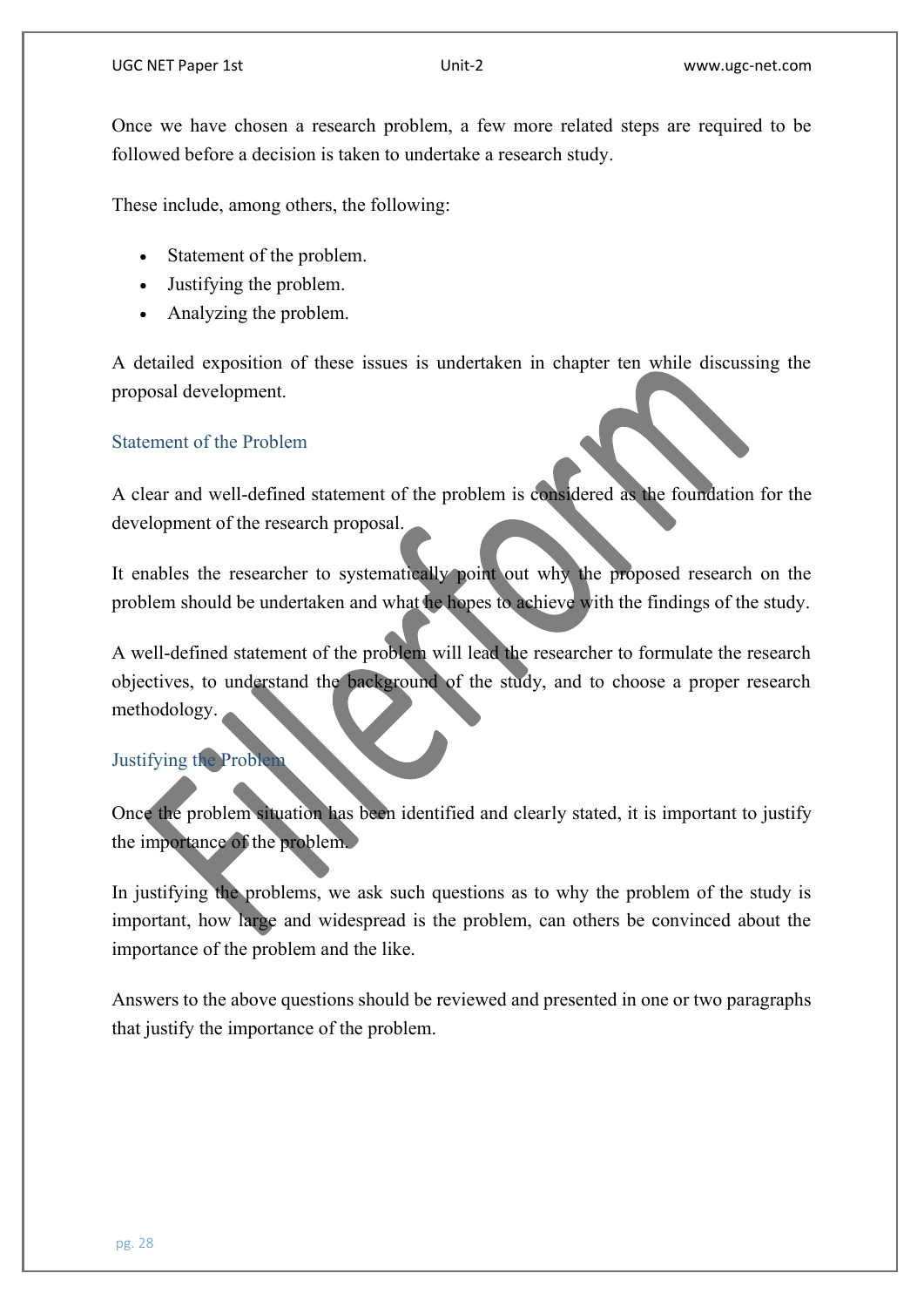Once we have chosen a research problem, a few more related steps are required to be followed before a decision is taken to undertake a research study.

These include, among others, the following:

- Statement of the problem.
- Justifying the problem.
- Analyzing the problem.

A detailed exposition of these issues is undertaken in chapter ten while discussing the proposal development.

### Statement of the Problem

A clear and well-defined statement of the problem is considered as the foundation for the development of the research proposal.

It enables the researcher to systematically point out why the proposed research on the problem should be undertaken and what he hopes to achieve with the findings of the study.

A well-defined statement of the problem will lead the researcher to formulate the research objectives, to understand the background of the study, and to choose a proper research methodology.

### Justifying the Problem

Once the problem situation has been identified and clearly stated, it is important to justify the importance of the problem.

In justifying the problems, we ask such questions as to why the problem of the study is important, how large and widespread is the problem, can others be convinced about the importance of the problem and the like.

Answers to the above questions should be reviewed and presented in one or two paragraphs that justify the importance of the problem.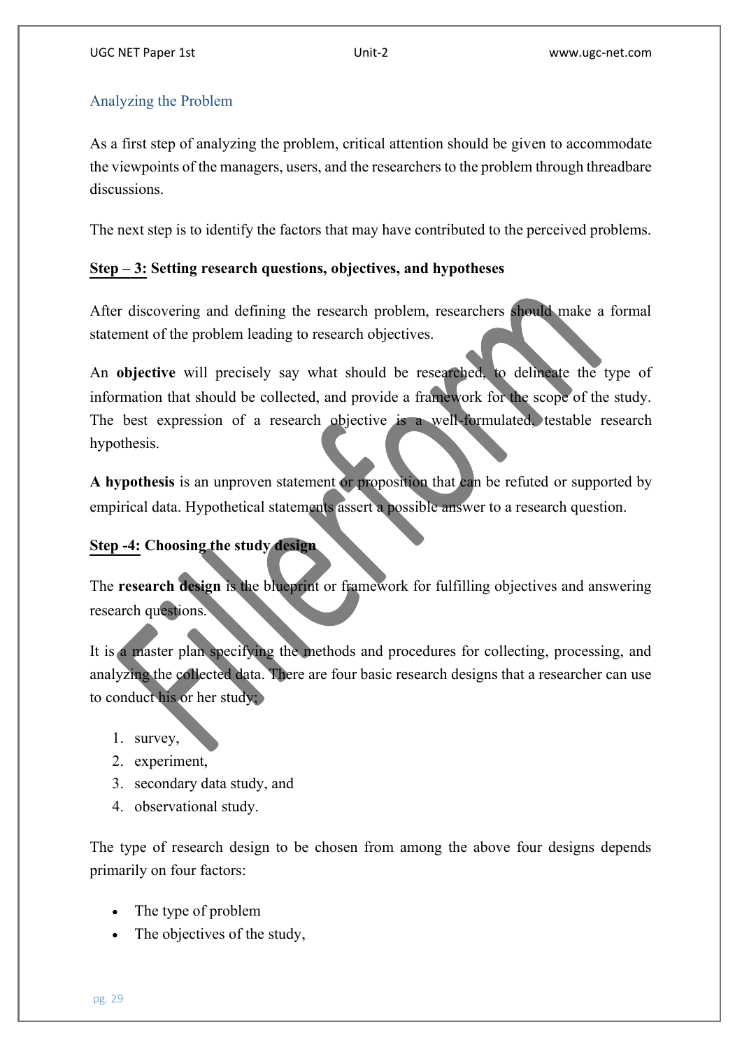## Analyzing the Problem

As a first step of analyzing the problem, critical attention should be given to accommodate the viewpoints of the managers, users, and the researchers to the problem through threadbare discussions.

The next step is to identify the factors that may have contributed to the perceived problems.

**Step – 3: Setting research questions, objectives, and hypotheses**

After discovering and defining the research problem, researchers should make a formal statement of the problem leading to research objectives.

An **objective** will precisely say what should be researched, to delineate the type of information that should be collected, and provide a framework for the scope of the study. The best expression of a research objective is a well-formulated, testable research hypothesis.

**A hypothesis** is an unproven statement or proposition that can be refuted or supported by empirical data. Hypothetical statements assert a possible answer to a research question.

**Step -4: Choosing the study design**

The **research design** is the blueprint or framework for fulfilling objectives and answering research questions.

It is a master plan specifying the methods and procedures for collecting, processing, and analyzing the collected data. There are four basic research designs that a researcher can use to conduct his or her study;

1. survey,
2. experiment,
3. secondary data study, and
4. observational study.

The type of research design to be chosen from among the above four designs depends primarily on four factors:

- The type of problem
- The objectives of the study,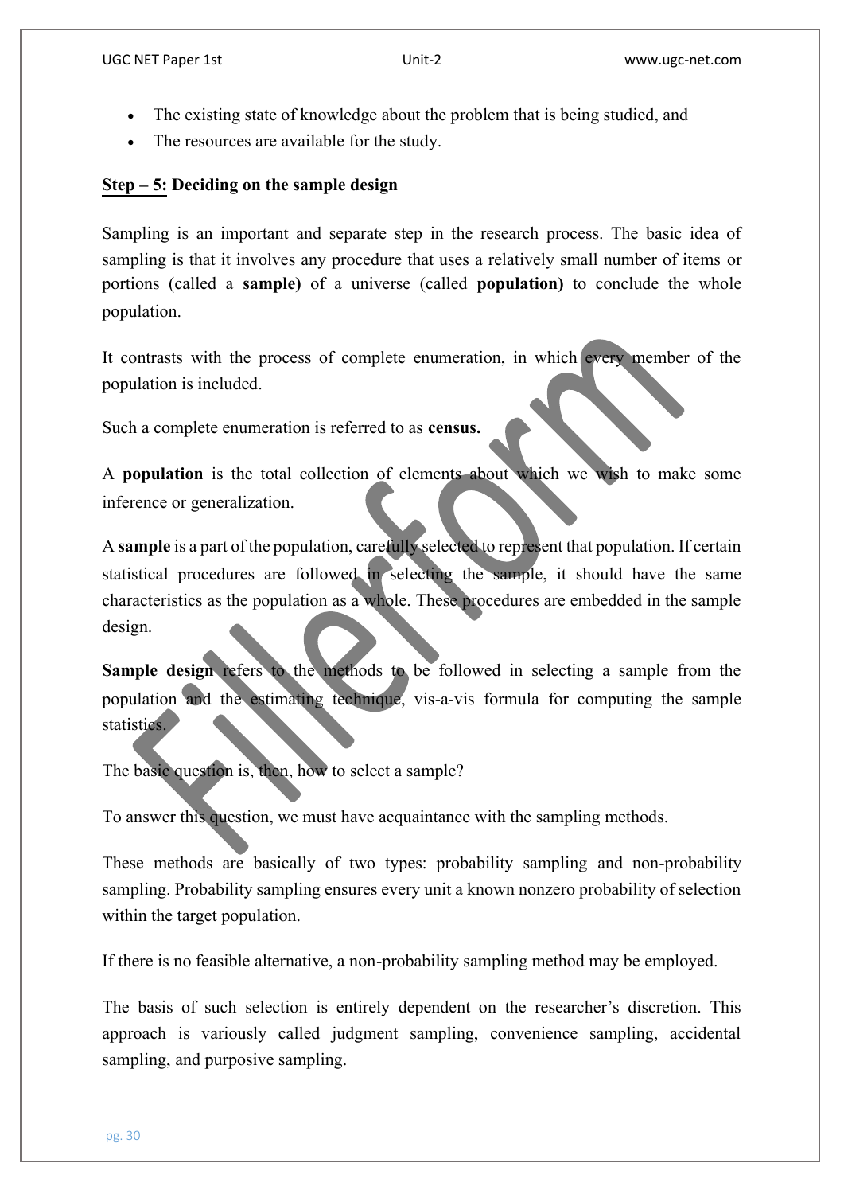- The existing state of knowledge about the problem that is being studied, and
- The resources are available for the study.

**Step – 5: Deciding on the sample design**

Sampling is an important and separate step in the research process. The basic idea of sampling is that it involves any procedure that uses a relatively small number of items or portions (called a **sample)** of a universe (called **population)** to conclude the whole population.

It contrasts with the process of complete enumeration, in which every member of the population is included.

Such a complete enumeration is referred to as **census.**

A **population** is the total collection of elements about which we wish to make some inference or generalization.

A **sample** is a part of the population, carefully selected to represent that population. If certain statistical procedures are followed in selecting the sample, it should have the same characteristics as the population as a whole. These procedures are embedded in the sample design.

**Sample design** refers to the methods to be followed in selecting a sample from the population and the estimating technique, vis-a-vis formula for computing the sample statistics.

The basic question is, then, how to select a sample?

To answer this question, we must have acquaintance with the sampling methods.

These methods are basically of two types: probability sampling and non-probability sampling. Probability sampling ensures every unit a known nonzero probability of selection within the target population.

If there is no feasible alternative, a non-probability sampling method may be employed.

The basis of such selection is entirely dependent on the researcher's discretion. This approach is variously called judgment sampling, convenience sampling, accidental sampling, and purposive sampling.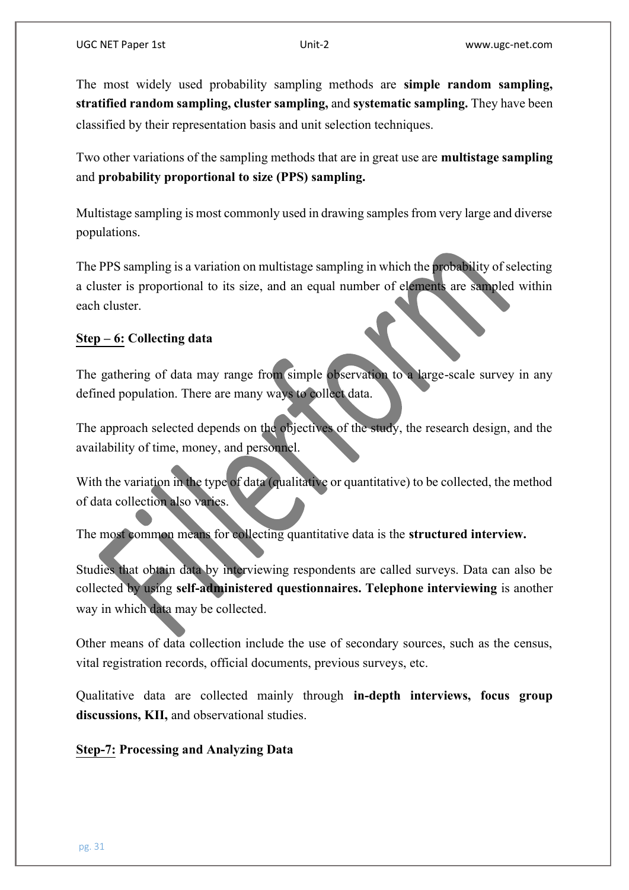The most widely used probability sampling methods are **simple random sampling, stratified random sampling, cluster sampling,** and **systematic sampling.** They have been classified by their representation basis and unit selection techniques.

Two other variations of the sampling methods that are in great use are **multistage sampling** and **probability proportional to size (PPS) sampling.**

Multistage sampling is most commonly used in drawing samples from very large and diverse populations.

The PPS sampling is a variation on multistage sampling in which the probability of selecting a cluster is proportional to its size, and an equal number of elements are sampled within each cluster.

**Step – 6: Collecting data**

The gathering of data may range from simple observation to a large-scale survey in any defined population. There are many ways to collect data.

The approach selected depends on the objectives of the study, the research design, and the availability of time, money, and personnel.

With the variation in the type of data (qualitative or quantitative) to be collected, the method of data collection also varies.

The most common means for collecting quantitative data is the **structured interview.**

Studies that obtain data by interviewing respondents are called surveys. Data can also be collected by using **self-administered questionnaires. Telephone interviewing** is another way in which data may be collected.

Other means of data collection include the use of secondary sources, such as the census, vital registration records, official documents, previous surveys, etc.

Qualitative data are collected mainly through **in-depth interviews, focus group discussions, KII,** and observational studies.

**Step-7: Processing and Analyzing Data**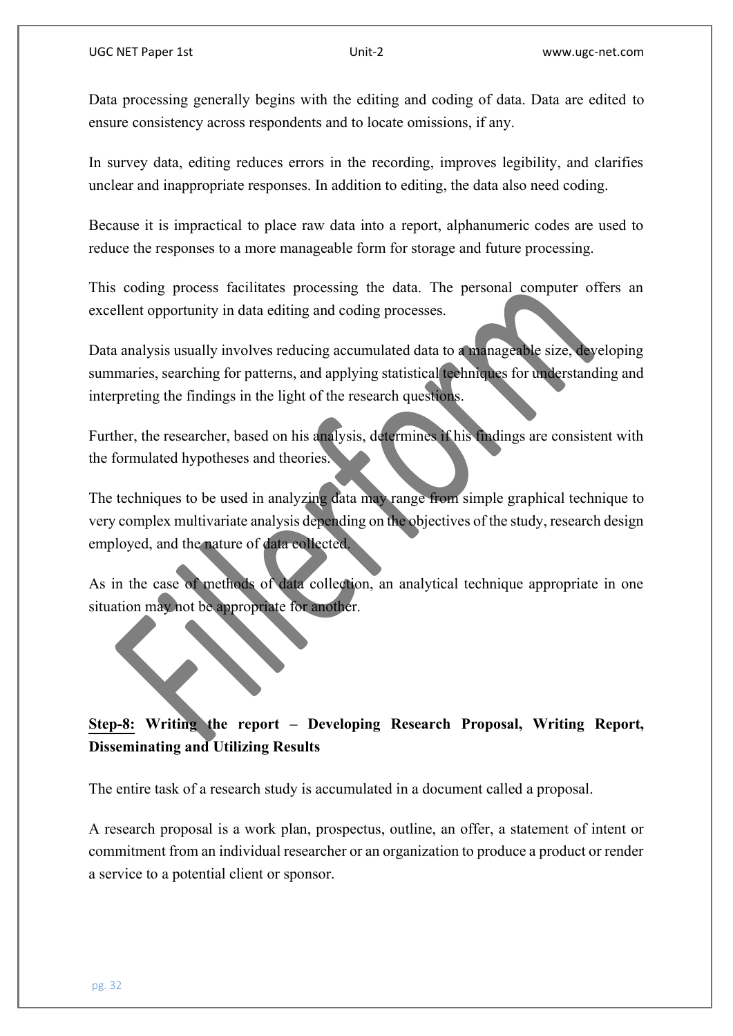Data processing generally begins with the editing and coding of data. Data are edited to ensure consistency across respondents and to locate omissions, if any.

In survey data, editing reduces errors in the recording, improves legibility, and clarifies unclear and inappropriate responses. In addition to editing, the data also need coding.

Because it is impractical to place raw data into a report, alphanumeric codes are used to reduce the responses to a more manageable form for storage and future processing.

This coding process facilitates processing the data. The personal computer offers an excellent opportunity in data editing and coding processes.

Data analysis usually involves reducing accumulated data to a manageable size, developing summaries, searching for patterns, and applying statistical techniques for understanding and interpreting the findings in the light of the research questions.

Further, the researcher, based on his analysis, determines if his findings are consistent with the formulated hypotheses and theories.

The techniques to be used in analyzing data may range from simple graphical technique to very complex multivariate analysis depending on the objectives of the study, research design employed, and the nature of data collected.

As in the case of methods of data collection, an analytical technique appropriate in one situation may not be appropriate for another.

**Step-8: Writing the report – Developing Research Proposal, Writing Report, Disseminating and Utilizing Results**

The entire task of a research study is accumulated in a document called a proposal.

A research proposal is a work plan, prospectus, outline, an offer, a statement of intent or commitment from an individual researcher or an organization to produce a product or render a service to a potential client or sponsor.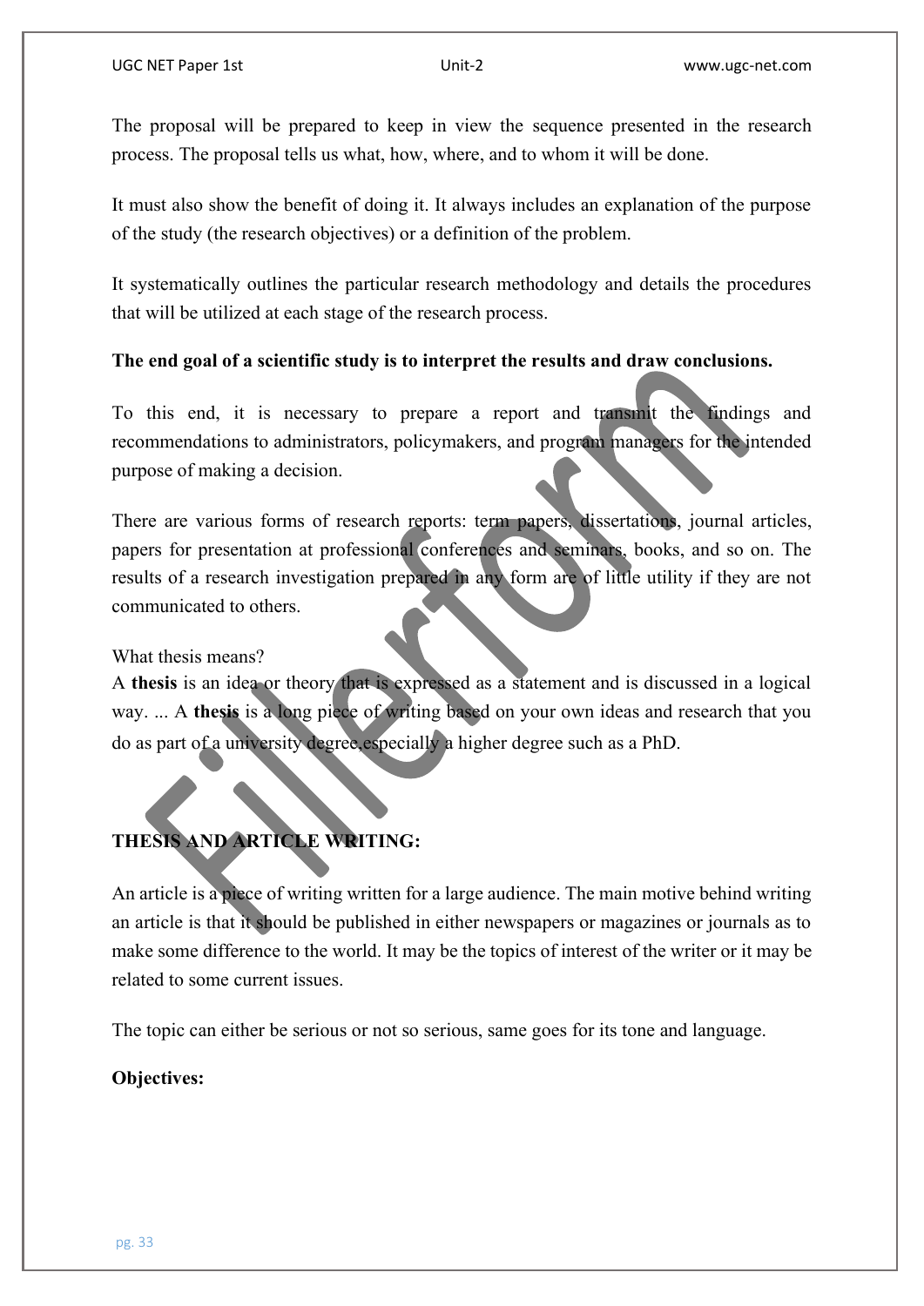The proposal will be prepared to keep in view the sequence presented in the research process. The proposal tells us what, how, where, and to whom it will be done.

It must also show the benefit of doing it. It always includes an explanation of the purpose of the study (the research objectives) or a definition of the problem.

It systematically outlines the particular research methodology and details the procedures that will be utilized at each stage of the research process.

**The end goal of a scientific study is to interpret the results and draw conclusions.**

To this end, it is necessary to prepare a report and transmit the findings and recommendations to administrators, policymakers, and program managers for the intended purpose of making a decision.

There are various forms of research reports: term papers, dissertations, journal articles, papers for presentation at professional conferences and seminars, books, and so on. The results of a research investigation prepared in any form are of little utility if they are not communicated to others.

What thesis means?
A **thesis** is an idea or theory that is expressed as a statement and is discussed in a logical way. ... A **thesis** is a long piece of writing based on your own ideas and research that you do as part of a university degree,especially a higher degree such as a PhD.

**THESIS AND ARTICLE WRITING:**

An article is a piece of writing written for a large audience. The main motive behind writing an article is that it should be published in either newspapers or magazines or journals as to make some difference to the world. It may be the topics of interest of the writer or it may be related to some current issues.

The topic can either be serious or not so serious, same goes for its tone and language.

**Objectives:**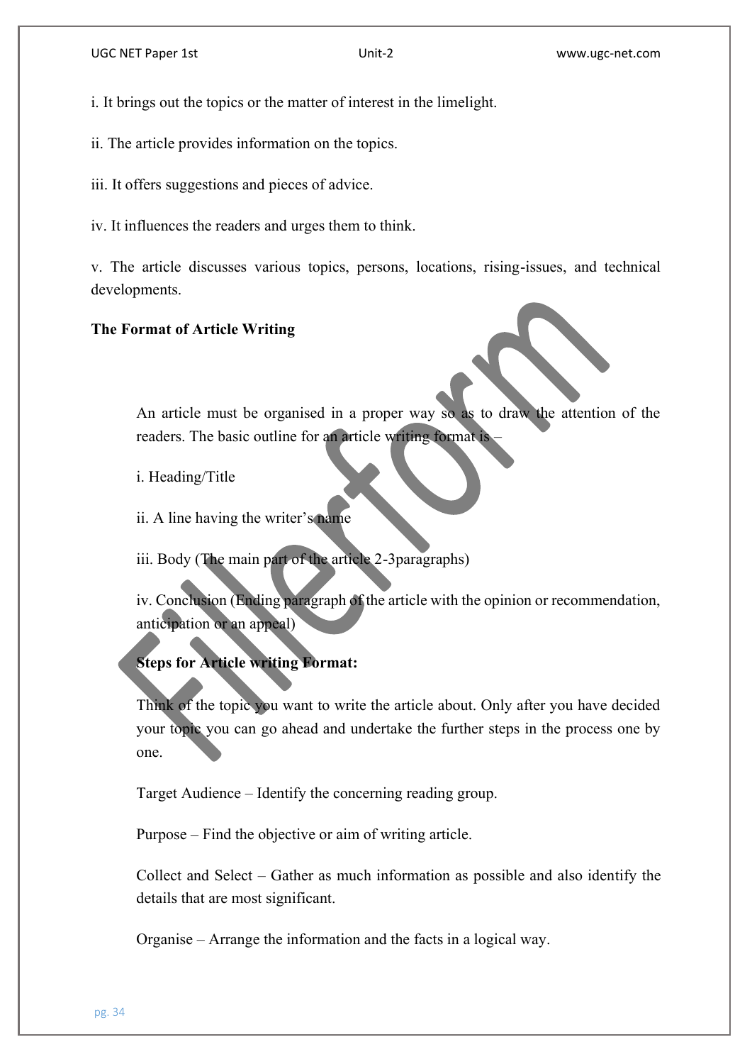i. It brings out the topics or the matter of interest in the limelight.

ii. The article provides information on the topics.

iii. It offers suggestions and pieces of advice.

iv. It influences the readers and urges them to think.

v. The article discusses various topics, persons, locations, rising-issues, and technical developments.

**The Format of Article Writing**

An article must be organised in a proper way so as to draw the attention of the readers. The basic outline for an article writing format is –

i. Heading/Title

ii. A line having the writer's name

iii. Body (The main part of the article 2-3paragraphs)

iv. Conclusion (Ending paragraph of the article with the opinion or recommendation, anticipation or an appeal)

**Steps for Article writing Format:**

Think of the topic you want to write the article about. Only after you have decided your topic you can go ahead and undertake the further steps in the process one by one.

Target Audience – Identify the concerning reading group.

Purpose – Find the objective or aim of writing article.

Collect and Select – Gather as much information as possible and also identify the details that are most significant.

Organise – Arrange the information and the facts in a logical way.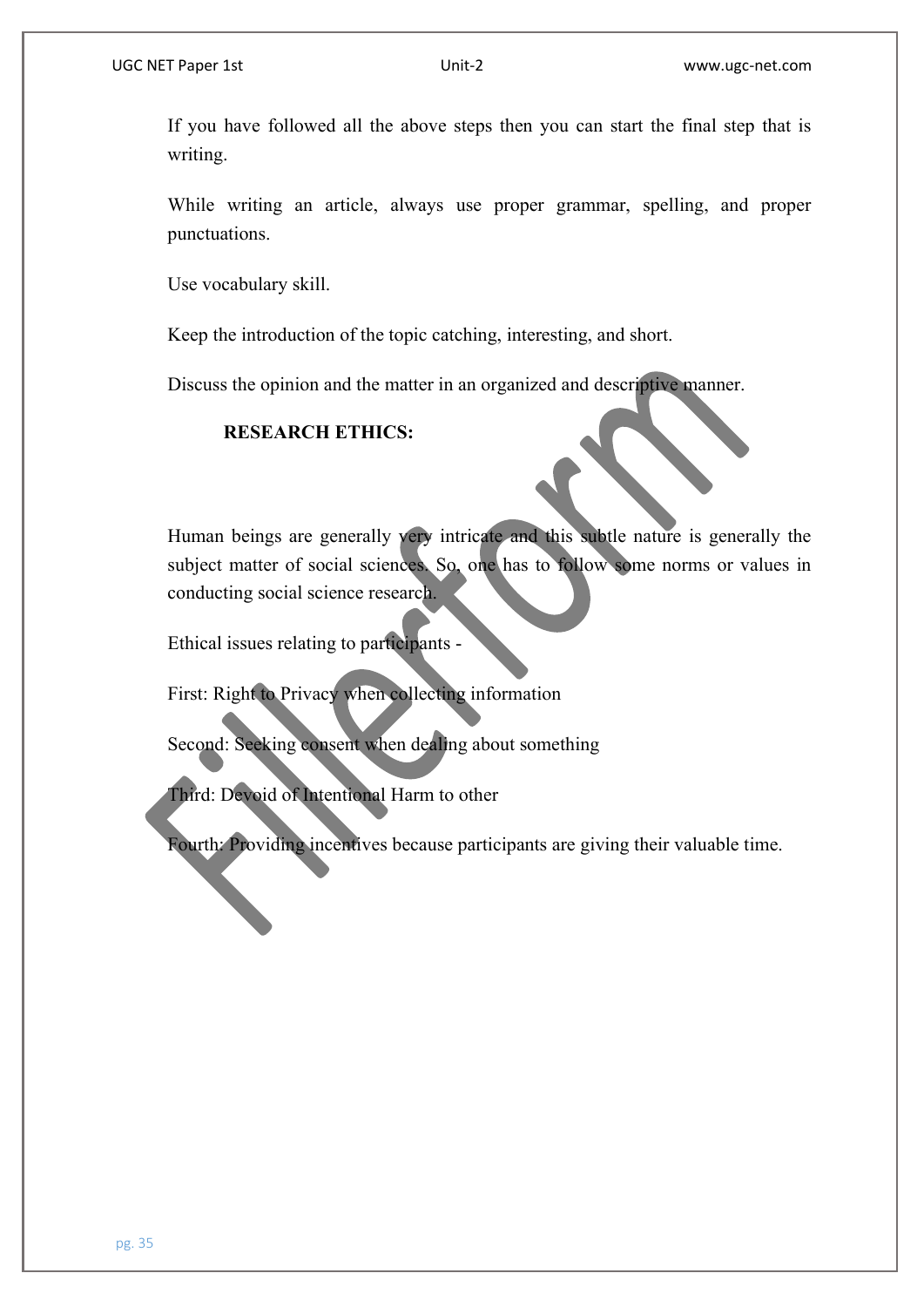If you have followed all the above steps then you can start the final step that is writing.

While writing an article, always use proper grammar, spelling, and proper punctuations.

Use vocabulary skill.

Keep the introduction of the topic catching, interesting, and short.

Discuss the opinion and the matter in an organized and descriptive manner.

**RESEARCH ETHICS:**

Human beings are generally very intricate and this subtle nature is generally the subject matter of social sciences. So, one has to follow some norms or values in conducting social science research.

Ethical issues relating to participants -

First: Right to Privacy when collecting information

Second: Seeking consent when dealing about something

Third: Devoid of Intentional Harm to other

Fourth: Providing incentives because participants are giving their valuable time.